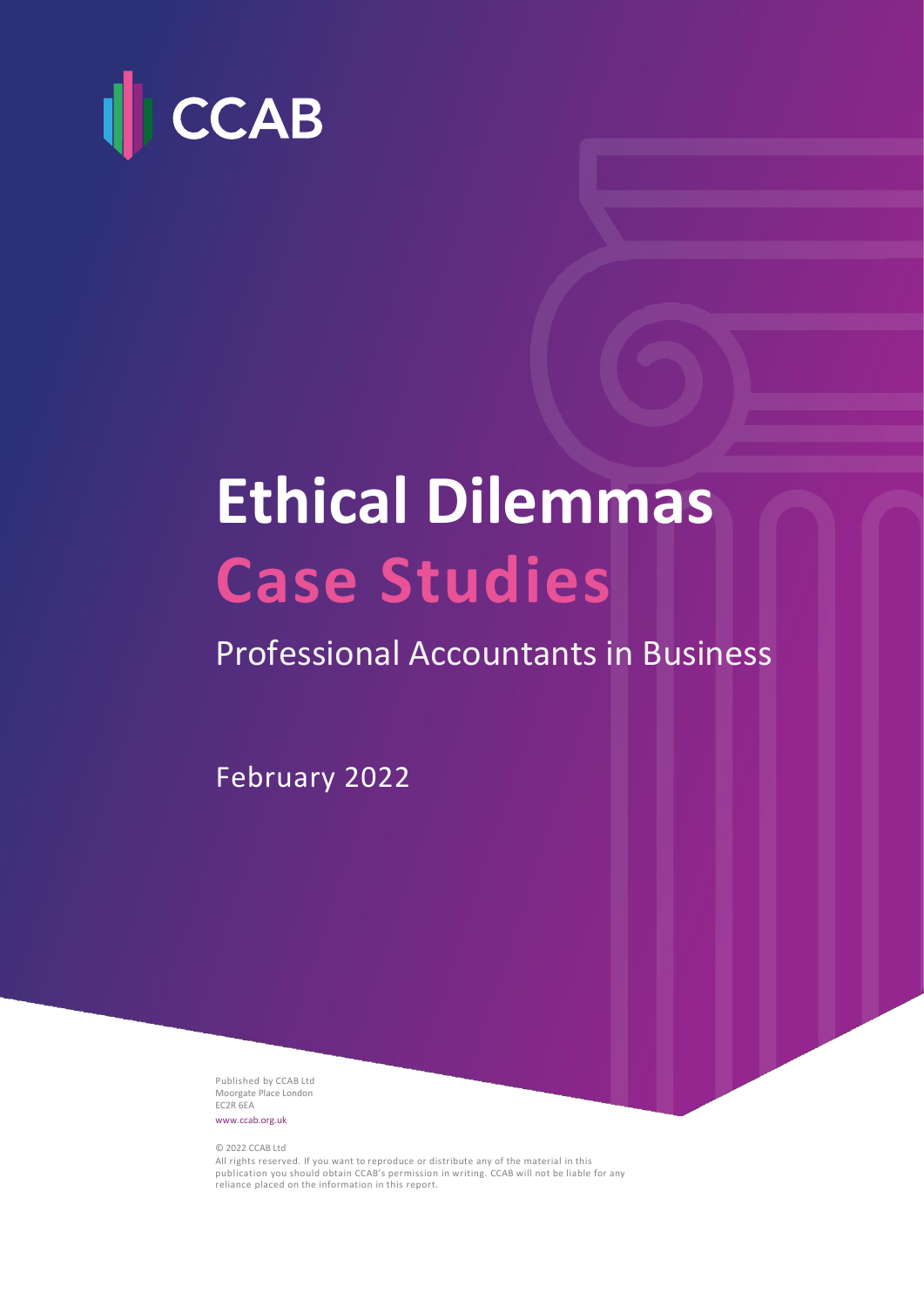CCAB

# Ethical Dilemmas
# Case Studies

## Professional Accountants in Business

February 2022

Published by CCAB Ltd
Moorgate Place London
EC2R 6EA
www.ccab.org.uk

© 2022 CCAB Ltd
All rights reserved. If you want to reproduce or distribute any of the material in this publication you should obtain CCAB's permission in writing. CCAB will not be liable for any reliance placed on the information in this report.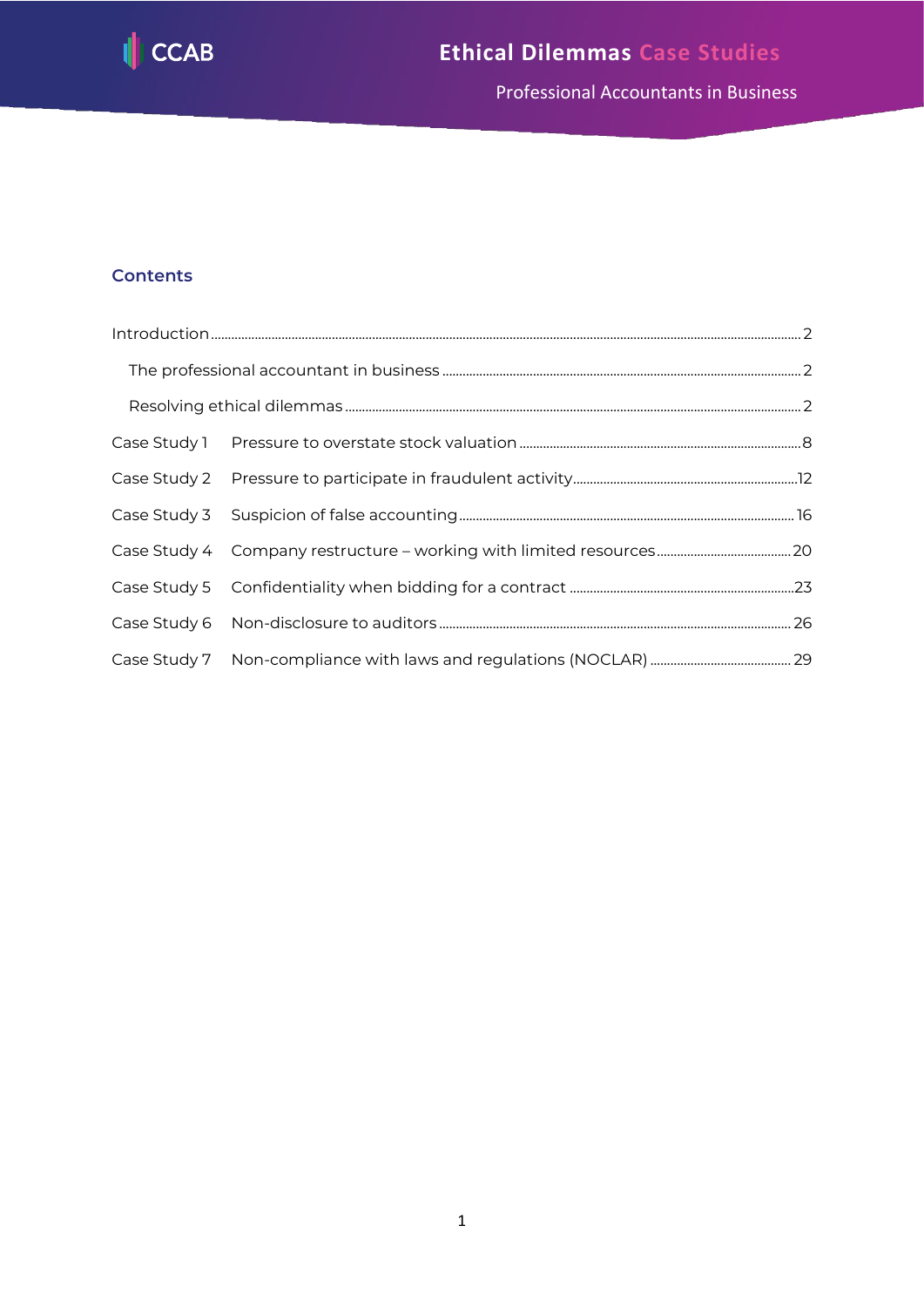## Contents

| | | |
|---|---|---|
| Introduction | | 2 |
| The professional accountant in business | | 2 |
| Resolving ethical dilemmas | | 2 |
| Case Study 1 | Pressure to overstate stock valuation | 8 |
| Case Study 2 | Pressure to participate in fraudulent activity | 12 |
| Case Study 3 | Suspicion of false accounting | 16 |
| Case Study 4 | Company restructure – working with limited resources | 20 |
| Case Study 5 | Confidentiality when bidding for a contract | 23 |
| Case Study 6 | Non-disclosure to auditors | 26 |
| Case Study 7 | Non-compliance with laws and regulations (NOCLAR) | 29 |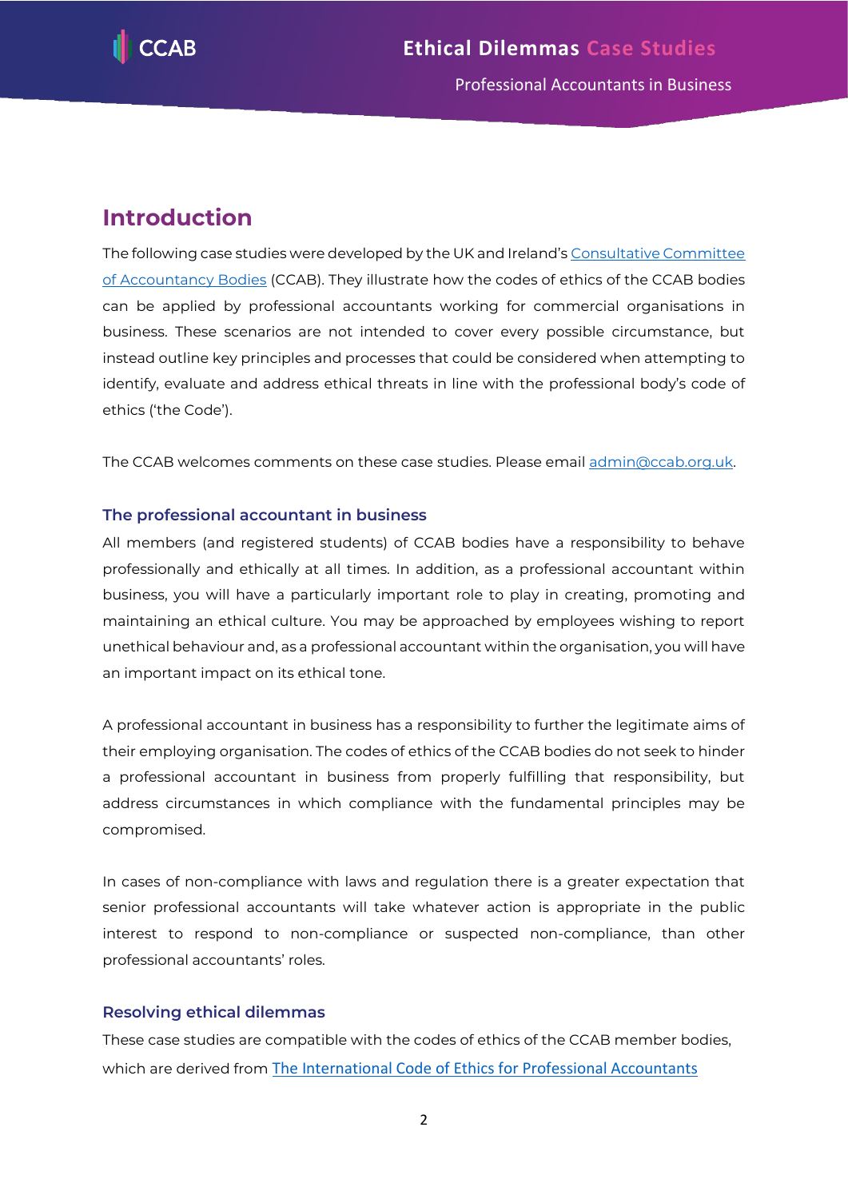## Introduction

The following case studies were developed by the UK and Ireland's [Consultative Committee of Accountancy Bodies](#) (CCAB). They illustrate how the codes of ethics of the CCAB bodies can be applied by professional accountants working for commercial organisations in business. These scenarios are not intended to cover every possible circumstance, but instead outline key principles and processes that could be considered when attempting to identify, evaluate and address ethical threats in line with the professional body's code of ethics ('the Code').

The CCAB welcomes comments on these case studies. Please email admin@ccab.org.uk.

### The professional accountant in business

All members (and registered students) of CCAB bodies have a responsibility to behave professionally and ethically at all times. In addition, as a professional accountant within business, you will have a particularly important role to play in creating, promoting and maintaining an ethical culture. You may be approached by employees wishing to report unethical behaviour and, as a professional accountant within the organisation, you will have an important impact on its ethical tone.

A professional accountant in business has a responsibility to further the legitimate aims of their employing organisation. The codes of ethics of the CCAB bodies do not seek to hinder a professional accountant in business from properly fulfilling that responsibility, but address circumstances in which compliance with the fundamental principles may be compromised.

In cases of non-compliance with laws and regulation there is a greater expectation that senior professional accountants will take whatever action is appropriate in the public interest to respond to non-compliance or suspected non-compliance, than other professional accountants' roles.

### Resolving ethical dilemmas

These case studies are compatible with the codes of ethics of the CCAB member bodies, which are derived from [The International Code of Ethics for Professional Accountants](#)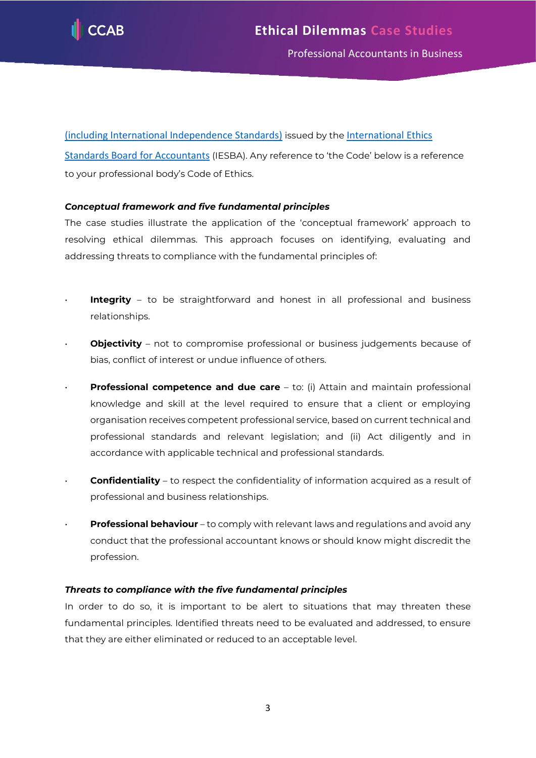(including International Independence Standards) issued by the International Ethics Standards Board for Accountants (IESBA). Any reference to 'the Code' below is a reference to your professional body's Code of Ethics.

***Conceptual framework and five fundamental principles***

The case studies illustrate the application of the 'conceptual framework' approach to resolving ethical dilemmas. This approach focuses on identifying, evaluating and addressing threats to compliance with the fundamental principles of:

- **Integrity** – to be straightforward and honest in all professional and business relationships.
- **Objectivity** – not to compromise professional or business judgements because of bias, conflict of interest or undue influence of others.
- **Professional competence and due care** – to: (i) Attain and maintain professional knowledge and skill at the level required to ensure that a client or employing organisation receives competent professional service, based on current technical and professional standards and relevant legislation; and (ii) Act diligently and in accordance with applicable technical and professional standards.
- **Confidentiality** – to respect the confidentiality of information acquired as a result of professional and business relationships.
- **Professional behaviour** – to comply with relevant laws and regulations and avoid any conduct that the professional accountant knows or should know might discredit the profession.

***Threats to compliance with the five fundamental principles***

In order to do so, it is important to be alert to situations that may threaten these fundamental principles. Identified threats need to be evaluated and addressed, to ensure that they are either eliminated or reduced to an acceptable level.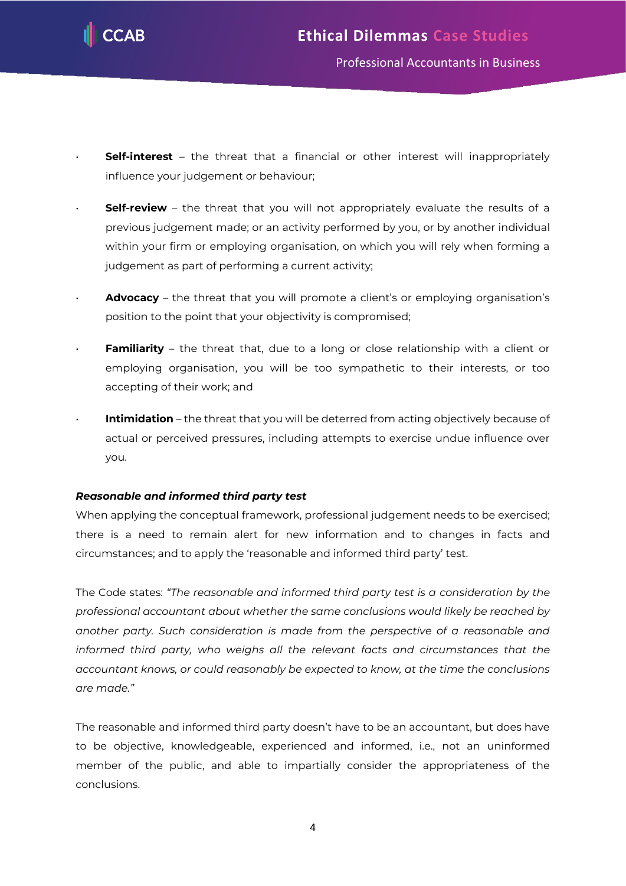- **Self-interest** – the threat that a financial or other interest will inappropriately influence your judgement or behaviour;
- **Self-review** – the threat that you will not appropriately evaluate the results of a previous judgement made; or an activity performed by you, or by another individual within your firm or employing organisation, on which you will rely when forming a judgement as part of performing a current activity;
- **Advocacy** – the threat that you will promote a client's or employing organisation's position to the point that your objectivity is compromised;
- **Familiarity** – the threat that, due to a long or close relationship with a client or employing organisation, you will be too sympathetic to their interests, or too accepting of their work; and
- **Intimidation** – the threat that you will be deterred from acting objectively because of actual or perceived pressures, including attempts to exercise undue influence over you.

***Reasonable and informed third party test***

When applying the conceptual framework, professional judgement needs to be exercised; there is a need to remain alert for new information and to changes in facts and circumstances; and to apply the 'reasonable and informed third party' test.

The Code states: *"The reasonable and informed third party test is a consideration by the professional accountant about whether the same conclusions would likely be reached by another party. Such consideration is made from the perspective of a reasonable and informed third party, who weighs all the relevant facts and circumstances that the accountant knows, or could reasonably be expected to know, at the time the conclusions are made."*

The reasonable and informed third party doesn't have to be an accountant, but does have to be objective, knowledgeable, experienced and informed, i.e., not an uninformed member of the public, and able to impartially consider the appropriateness of the conclusions.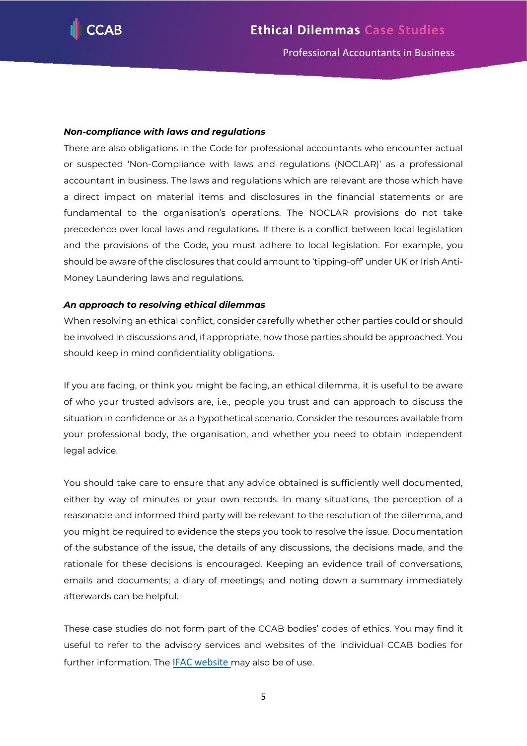### *Non-compliance with laws and regulations*

There are also obligations in the Code for professional accountants who encounter actual or suspected 'Non-Compliance with laws and regulations (NOCLAR)' as a professional accountant in business. The laws and regulations which are relevant are those which have a direct impact on material items and disclosures in the financial statements or are fundamental to the organisation's operations. The NOCLAR provisions do not take precedence over local laws and regulations. If there is a conflict between local legislation and the provisions of the Code, you must adhere to local legislation. For example, you should be aware of the disclosures that could amount to 'tipping-off' under UK or Irish Anti-Money Laundering laws and regulations.

### *An approach to resolving ethical dilemmas*

When resolving an ethical conflict, consider carefully whether other parties could or should be involved in discussions and, if appropriate, how those parties should be approached. You should keep in mind confidentiality obligations.

If you are facing, or think you might be facing, an ethical dilemma, it is useful to be aware of who your trusted advisors are, i.e., people you trust and can approach to discuss the situation in confidence or as a hypothetical scenario. Consider the resources available from your professional body, the organisation, and whether you need to obtain independent legal advice.

You should take care to ensure that any advice obtained is sufficiently well documented, either by way of minutes or your own records. In many situations, the perception of a reasonable and informed third party will be relevant to the resolution of the dilemma, and you might be required to evidence the steps you took to resolve the issue. Documentation of the substance of the issue, the details of any discussions, the decisions made, and the rationale for these decisions is encouraged. Keeping an evidence trail of conversations, emails and documents; a diary of meetings; and noting down a summary immediately afterwards can be helpful.

These case studies do not form part of the CCAB bodies' codes of ethics. You may find it useful to refer to the advisory services and websites of the individual CCAB bodies for further information. The IFAC website may also be of use.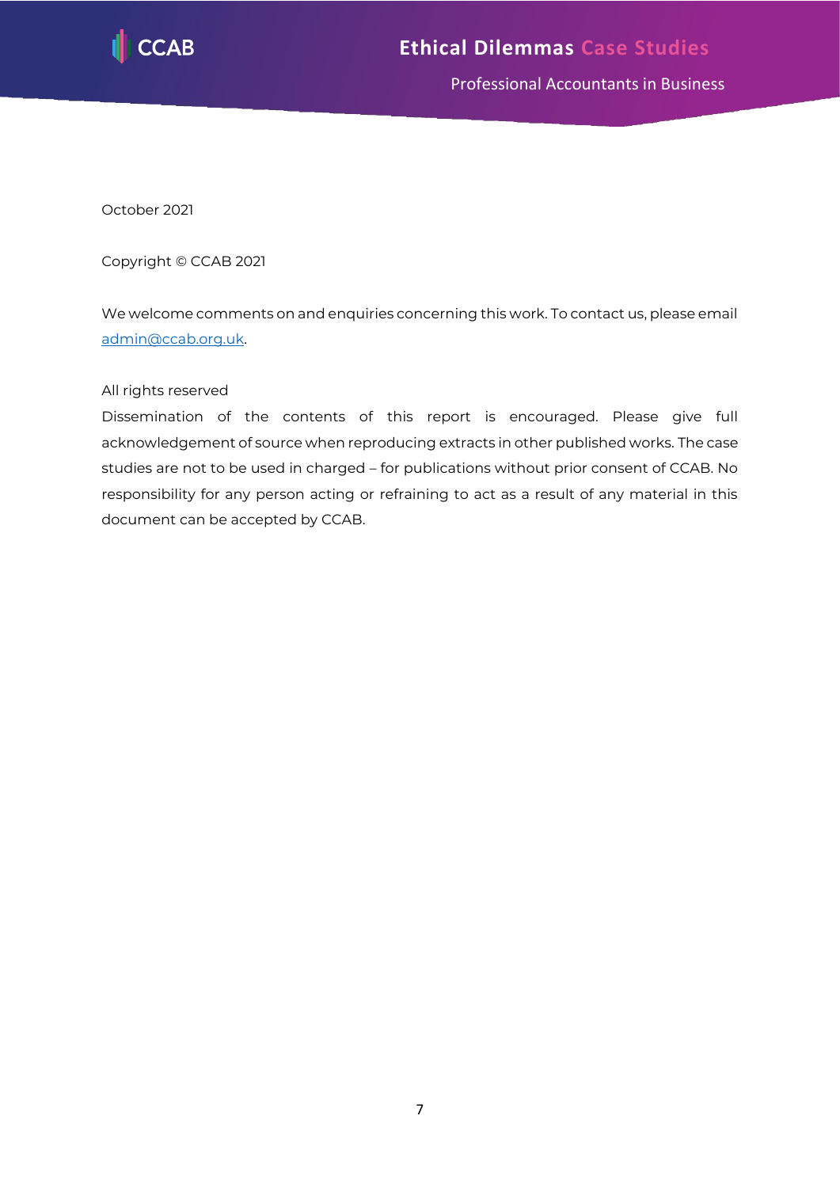October 2021

Copyright © CCAB 2021

We welcome comments on and enquiries concerning this work. To contact us, please email [admin@ccab.org.uk](mailto:admin@ccab.org.uk).

All rights reserved

Dissemination of the contents of this report is encouraged. Please give full acknowledgement of source when reproducing extracts in other published works. The case studies are not to be used in charged – for publications without prior consent of CCAB. No responsibility for any person acting or refraining to act as a result of any material in this document can be accepted by CCAB.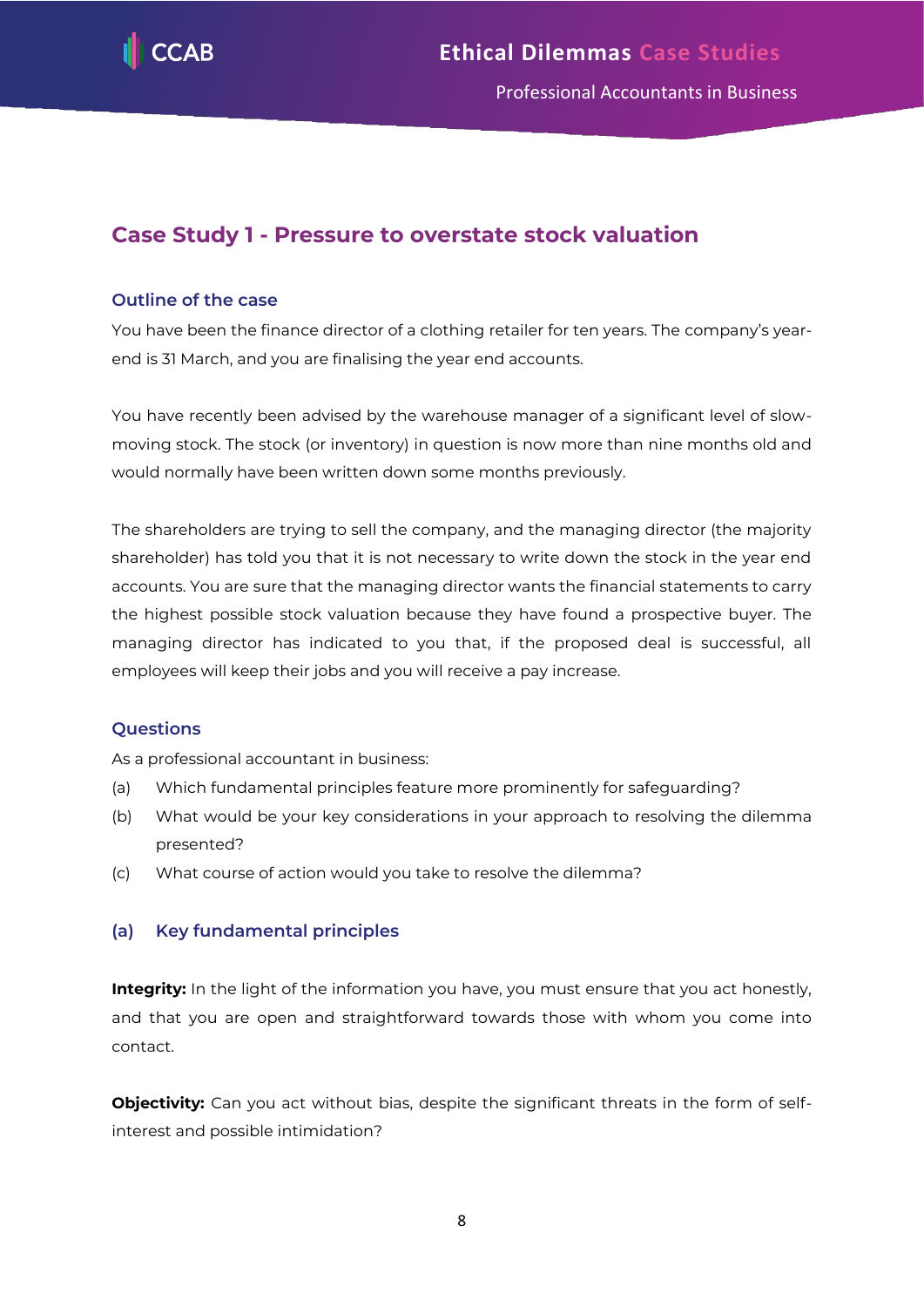## Case Study 1 - Pressure to overstate stock valuation

### Outline of the case

You have been the finance director of a clothing retailer for ten years. The company's year-end is 31 March, and you are finalising the year end accounts.

You have recently been advised by the warehouse manager of a significant level of slow-moving stock. The stock (or inventory) in question is now more than nine months old and would normally have been written down some months previously.

The shareholders are trying to sell the company, and the managing director (the majority shareholder) has told you that it is not necessary to write down the stock in the year end accounts. You are sure that the managing director wants the financial statements to carry the highest possible stock valuation because they have found a prospective buyer. The managing director has indicated to you that, if the proposed deal is successful, all employees will keep their jobs and you will receive a pay increase.

### Questions

As a professional accountant in business:

(a) Which fundamental principles feature more prominently for safeguarding?

(b) What would be your key considerations in your approach to resolving the dilemma presented?

(c) What course of action would you take to resolve the dilemma?

### (a) Key fundamental principles

**Integrity:** In the light of the information you have, you must ensure that you act honestly, and that you are open and straightforward towards those with whom you come into contact.

**Objectivity:** Can you act without bias, despite the significant threats in the form of self-interest and possible intimidation?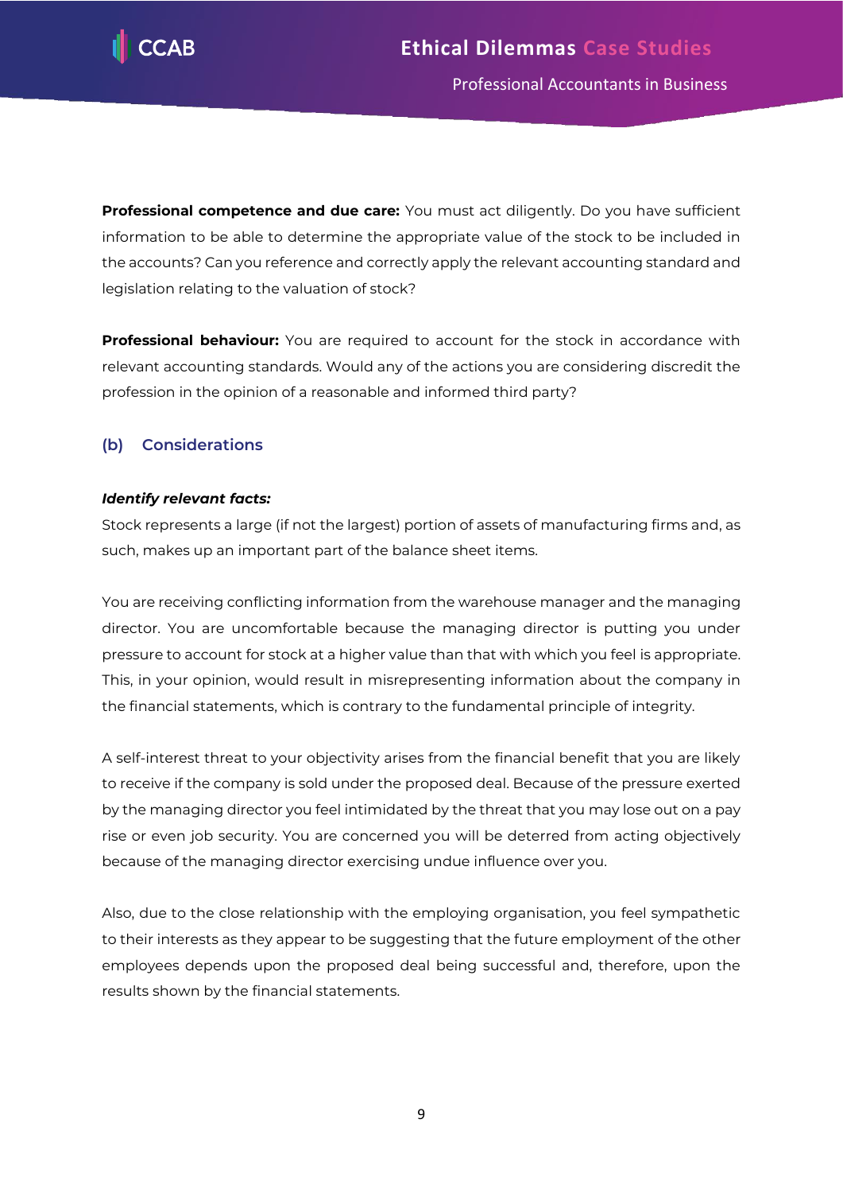**Professional competence and due care:** You must act diligently. Do you have sufficient information to be able to determine the appropriate value of the stock to be included in the accounts? Can you reference and correctly apply the relevant accounting standard and legislation relating to the valuation of stock?

**Professional behaviour:** You are required to account for the stock in accordance with relevant accounting standards. Would any of the actions you are considering discredit the profession in the opinion of a reasonable and informed third party?

## (b) Considerations

***Identify relevant facts:***

Stock represents a large (if not the largest) portion of assets of manufacturing firms and, as such, makes up an important part of the balance sheet items.

You are receiving conflicting information from the warehouse manager and the managing director. You are uncomfortable because the managing director is putting you under pressure to account for stock at a higher value than that with which you feel is appropriate. This, in your opinion, would result in misrepresenting information about the company in the financial statements, which is contrary to the fundamental principle of integrity.

A self-interest threat to your objectivity arises from the financial benefit that you are likely to receive if the company is sold under the proposed deal. Because of the pressure exerted by the managing director you feel intimidated by the threat that you may lose out on a pay rise or even job security. You are concerned you will be deterred from acting objectively because of the managing director exercising undue influence over you.

Also, due to the close relationship with the employing organisation, you feel sympathetic to their interests as they appear to be suggesting that the future employment of the other employees depends upon the proposed deal being successful and, therefore, upon the results shown by the financial statements.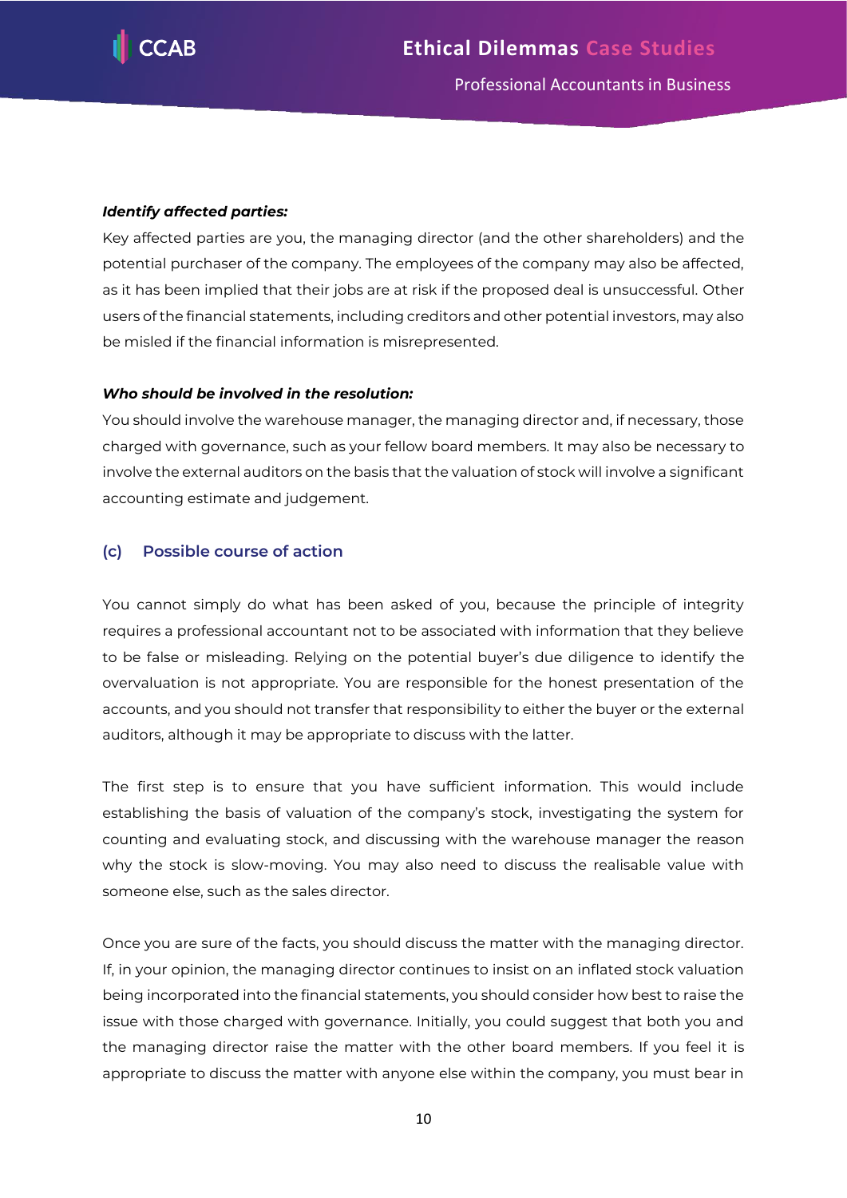***Identify affected parties:***

Key affected parties are you, the managing director (and the other shareholders) and the potential purchaser of the company. The employees of the company may also be affected, as it has been implied that their jobs are at risk if the proposed deal is unsuccessful. Other users of the financial statements, including creditors and other potential investors, may also be misled if the financial information is misrepresented.

***Who should be involved in the resolution:***

You should involve the warehouse manager, the managing director and, if necessary, those charged with governance, such as your fellow board members. It may also be necessary to involve the external auditors on the basis that the valuation of stock will involve a significant accounting estimate and judgement.

### (c) Possible course of action

You cannot simply do what has been asked of you, because the principle of integrity requires a professional accountant not to be associated with information that they believe to be false or misleading. Relying on the potential buyer's due diligence to identify the overvaluation is not appropriate. You are responsible for the honest presentation of the accounts, and you should not transfer that responsibility to either the buyer or the external auditors, although it may be appropriate to discuss with the latter.

The first step is to ensure that you have sufficient information. This would include establishing the basis of valuation of the company's stock, investigating the system for counting and evaluating stock, and discussing with the warehouse manager the reason why the stock is slow-moving. You may also need to discuss the realisable value with someone else, such as the sales director.

Once you are sure of the facts, you should discuss the matter with the managing director. If, in your opinion, the managing director continues to insist on an inflated stock valuation being incorporated into the financial statements, you should consider how best to raise the issue with those charged with governance. Initially, you could suggest that both you and the managing director raise the matter with the other board members. If you feel it is appropriate to discuss the matter with anyone else within the company, you must bear in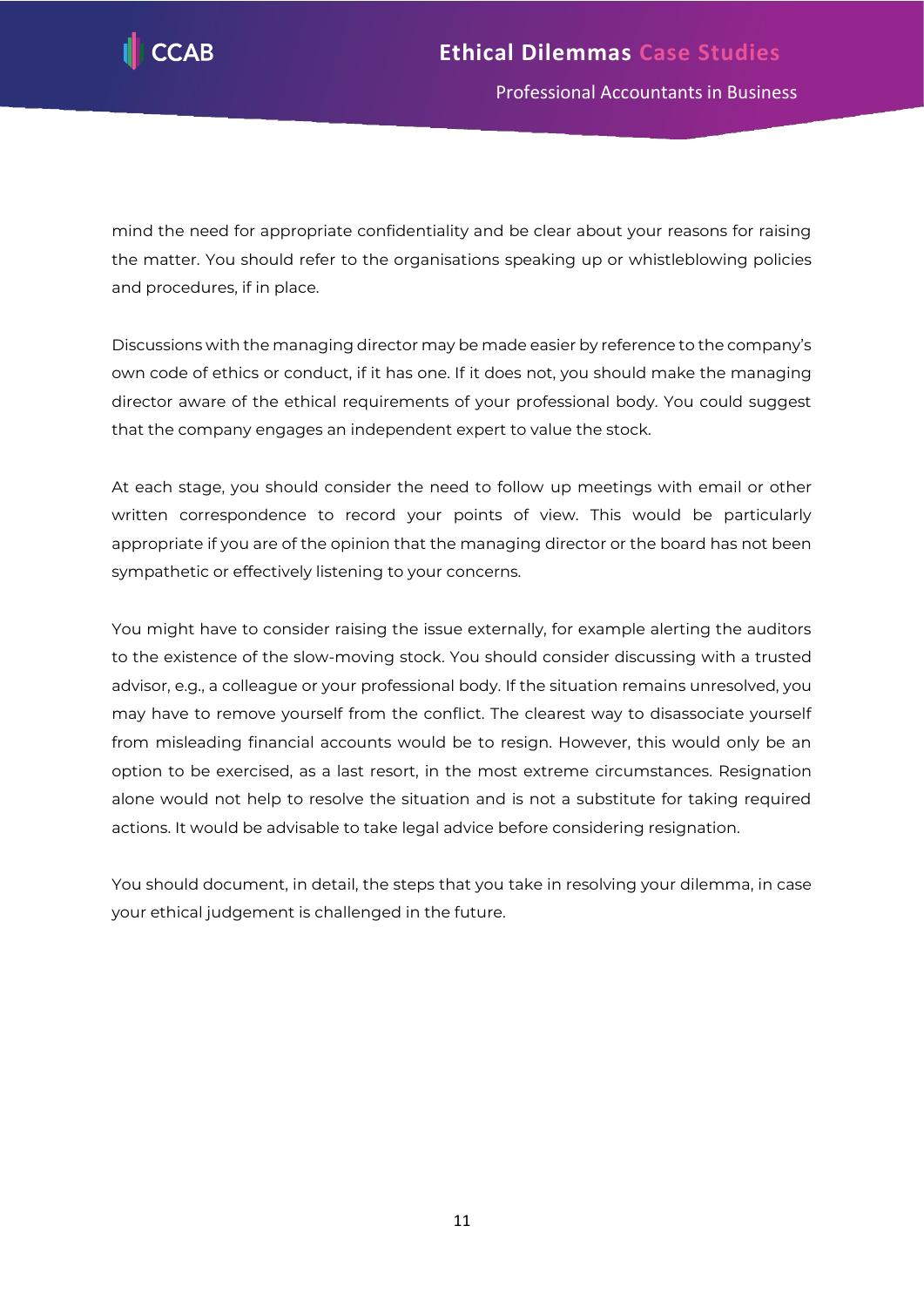mind the need for appropriate confidentiality and be clear about your reasons for raising the matter. You should refer to the organisations speaking up or whistleblowing policies and procedures, if in place.

Discussions with the managing director may be made easier by reference to the company's own code of ethics or conduct, if it has one. If it does not, you should make the managing director aware of the ethical requirements of your professional body. You could suggest that the company engages an independent expert to value the stock.

At each stage, you should consider the need to follow up meetings with email or other written correspondence to record your points of view. This would be particularly appropriate if you are of the opinion that the managing director or the board has not been sympathetic or effectively listening to your concerns.

You might have to consider raising the issue externally, for example alerting the auditors to the existence of the slow-moving stock. You should consider discussing with a trusted advisor, e.g., a colleague or your professional body. If the situation remains unresolved, you may have to remove yourself from the conflict. The clearest way to disassociate yourself from misleading financial accounts would be to resign. However, this would only be an option to be exercised, as a last resort, in the most extreme circumstances. Resignation alone would not help to resolve the situation and is not a substitute for taking required actions. It would be advisable to take legal advice before considering resignation.

You should document, in detail, the steps that you take in resolving your dilemma, in case your ethical judgement is challenged in the future.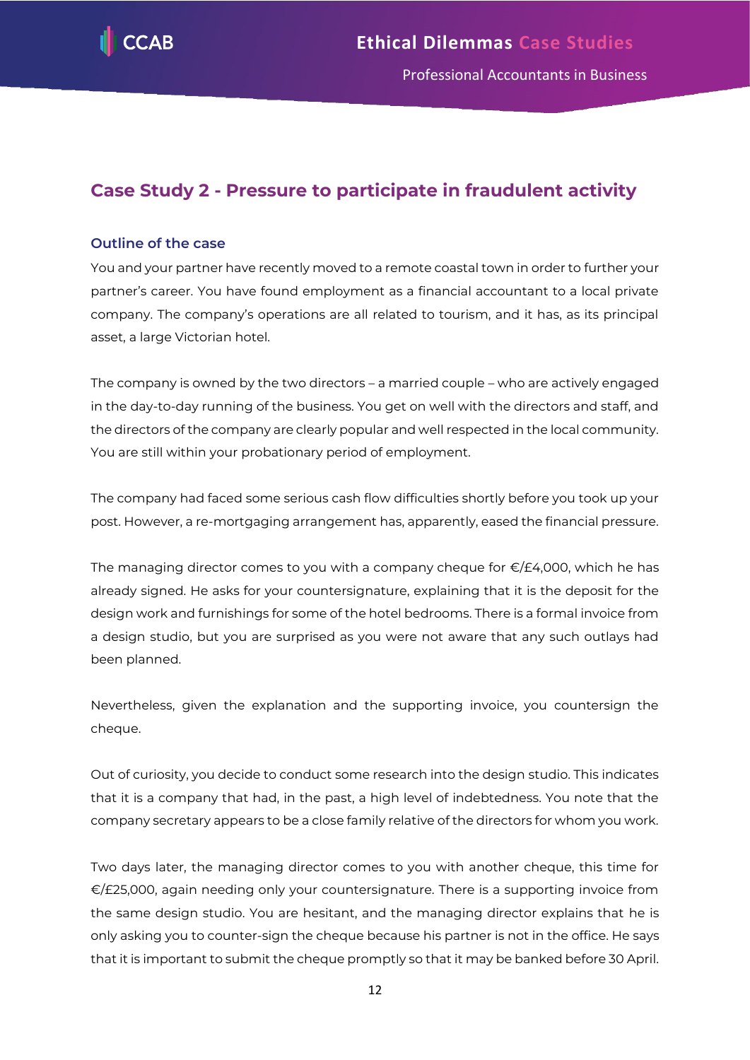## Case Study 2 - Pressure to participate in fraudulent activity

### Outline of the case

You and your partner have recently moved to a remote coastal town in order to further your partner's career. You have found employment as a financial accountant to a local private company. The company's operations are all related to tourism, and it has, as its principal asset, a large Victorian hotel.

The company is owned by the two directors – a married couple – who are actively engaged in the day-to-day running of the business. You get on well with the directors and staff, and the directors of the company are clearly popular and well respected in the local community. You are still within your probationary period of employment.

The company had faced some serious cash flow difficulties shortly before you took up your post. However, a re-mortgaging arrangement has, apparently, eased the financial pressure.

The managing director comes to you with a company cheque for €/£4,000, which he has already signed. He asks for your countersignature, explaining that it is the deposit for the design work and furnishings for some of the hotel bedrooms. There is a formal invoice from a design studio, but you are surprised as you were not aware that any such outlays had been planned.

Nevertheless, given the explanation and the supporting invoice, you countersign the cheque.

Out of curiosity, you decide to conduct some research into the design studio. This indicates that it is a company that had, in the past, a high level of indebtedness. You note that the company secretary appears to be a close family relative of the directors for whom you work.

Two days later, the managing director comes to you with another cheque, this time for €/£25,000, again needing only your countersignature. There is a supporting invoice from the same design studio. You are hesitant, and the managing director explains that he is only asking you to counter-sign the cheque because his partner is not in the office. He says that it is important to submit the cheque promptly so that it may be banked before 30 April.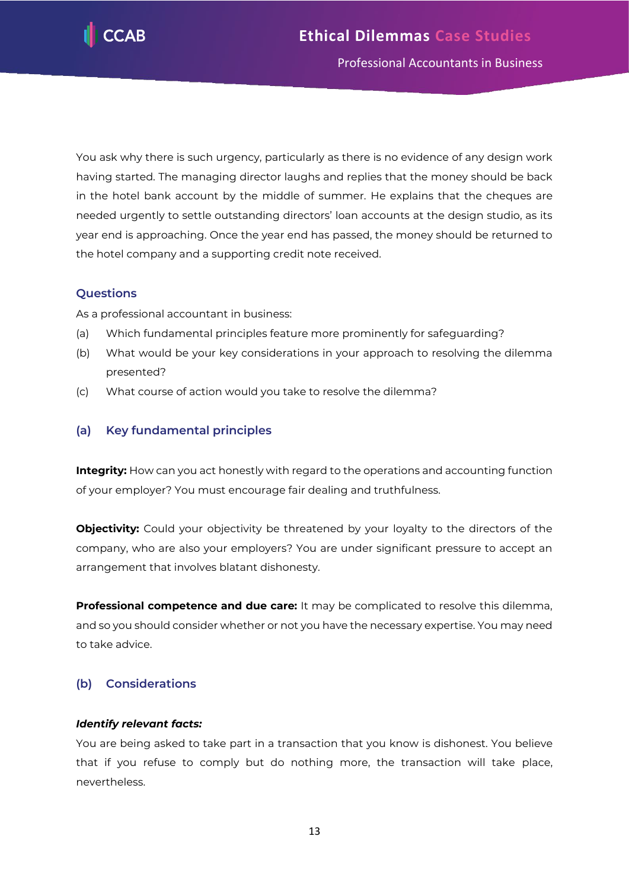You ask why there is such urgency, particularly as there is no evidence of any design work having started. The managing director laughs and replies that the money should be back in the hotel bank account by the middle of summer. He explains that the cheques are needed urgently to settle outstanding directors' loan accounts at the design studio, as its year end is approaching. Once the year end has passed, the money should be returned to the hotel company and a supporting credit note received.

### Questions

As a professional accountant in business:

(a) Which fundamental principles feature more prominently for safeguarding?

(b) What would be your key considerations in your approach to resolving the dilemma presented?

(c) What course of action would you take to resolve the dilemma?

### (a) Key fundamental principles

**Integrity:** How can you act honestly with regard to the operations and accounting function of your employer? You must encourage fair dealing and truthfulness.

**Objectivity:** Could your objectivity be threatened by your loyalty to the directors of the company, who are also your employers? You are under significant pressure to accept an arrangement that involves blatant dishonesty.

**Professional competence and due care:** It may be complicated to resolve this dilemma, and so you should consider whether or not you have the necessary expertise. You may need to take advice.

### (b) Considerations

***Identify relevant facts:***

You are being asked to take part in a transaction that you know is dishonest. You believe that if you refuse to comply but do nothing more, the transaction will take place, nevertheless.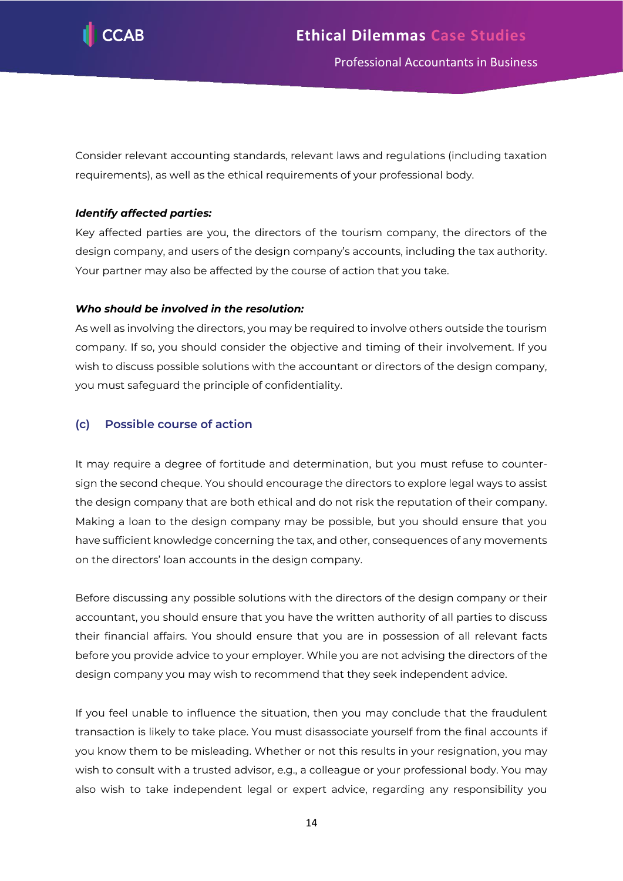Consider relevant accounting standards, relevant laws and regulations (including taxation requirements), as well as the ethical requirements of your professional body.

***Identify affected parties:***

Key affected parties are you, the directors of the tourism company, the directors of the design company, and users of the design company's accounts, including the tax authority. Your partner may also be affected by the course of action that you take.

***Who should be involved in the resolution:***

As well as involving the directors, you may be required to involve others outside the tourism company. If so, you should consider the objective and timing of their involvement. If you wish to discuss possible solutions with the accountant or directors of the design company, you must safeguard the principle of confidentiality.

### (c) Possible course of action

It may require a degree of fortitude and determination, but you must refuse to counter-sign the second cheque. You should encourage the directors to explore legal ways to assist the design company that are both ethical and do not risk the reputation of their company. Making a loan to the design company may be possible, but you should ensure that you have sufficient knowledge concerning the tax, and other, consequences of any movements on the directors' loan accounts in the design company.

Before discussing any possible solutions with the directors of the design company or their accountant, you should ensure that you have the written authority of all parties to discuss their financial affairs. You should ensure that you are in possession of all relevant facts before you provide advice to your employer. While you are not advising the directors of the design company you may wish to recommend that they seek independent advice.

If you feel unable to influence the situation, then you may conclude that the fraudulent transaction is likely to take place. You must disassociate yourself from the final accounts if you know them to be misleading. Whether or not this results in your resignation, you may wish to consult with a trusted advisor, e.g., a colleague or your professional body. You may also wish to take independent legal or expert advice, regarding any responsibility you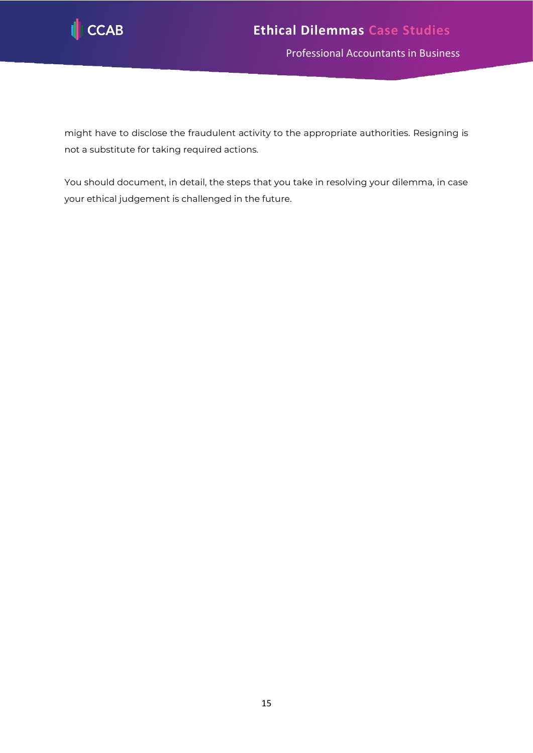might have to disclose the fraudulent activity to the appropriate authorities. Resigning is not a substitute for taking required actions.

You should document, in detail, the steps that you take in resolving your dilemma, in case your ethical judgement is challenged in the future.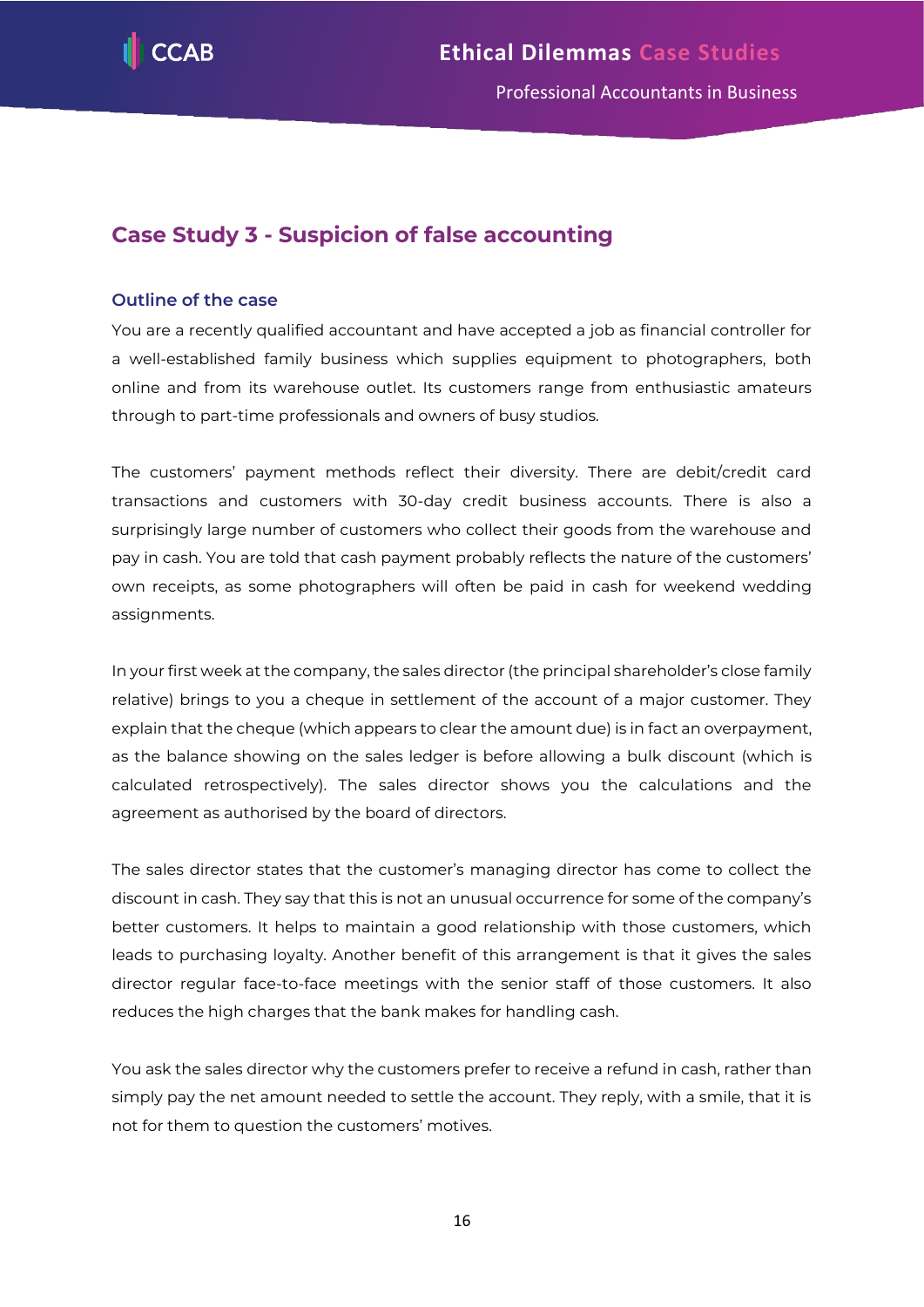## Case Study 3 - Suspicion of false accounting

### Outline of the case

You are a recently qualified accountant and have accepted a job as financial controller for a well-established family business which supplies equipment to photographers, both online and from its warehouse outlet. Its customers range from enthusiastic amateurs through to part-time professionals and owners of busy studios.

The customers' payment methods reflect their diversity. There are debit/credit card transactions and customers with 30-day credit business accounts. There is also a surprisingly large number of customers who collect their goods from the warehouse and pay in cash. You are told that cash payment probably reflects the nature of the customers' own receipts, as some photographers will often be paid in cash for weekend wedding assignments.

In your first week at the company, the sales director (the principal shareholder's close family relative) brings to you a cheque in settlement of the account of a major customer. They explain that the cheque (which appears to clear the amount due) is in fact an overpayment, as the balance showing on the sales ledger is before allowing a bulk discount (which is calculated retrospectively). The sales director shows you the calculations and the agreement as authorised by the board of directors.

The sales director states that the customer's managing director has come to collect the discount in cash. They say that this is not an unusual occurrence for some of the company's better customers. It helps to maintain a good relationship with those customers, which leads to purchasing loyalty. Another benefit of this arrangement is that it gives the sales director regular face-to-face meetings with the senior staff of those customers. It also reduces the high charges that the bank makes for handling cash.

You ask the sales director why the customers prefer to receive a refund in cash, rather than simply pay the net amount needed to settle the account. They reply, with a smile, that it is not for them to question the customers' motives.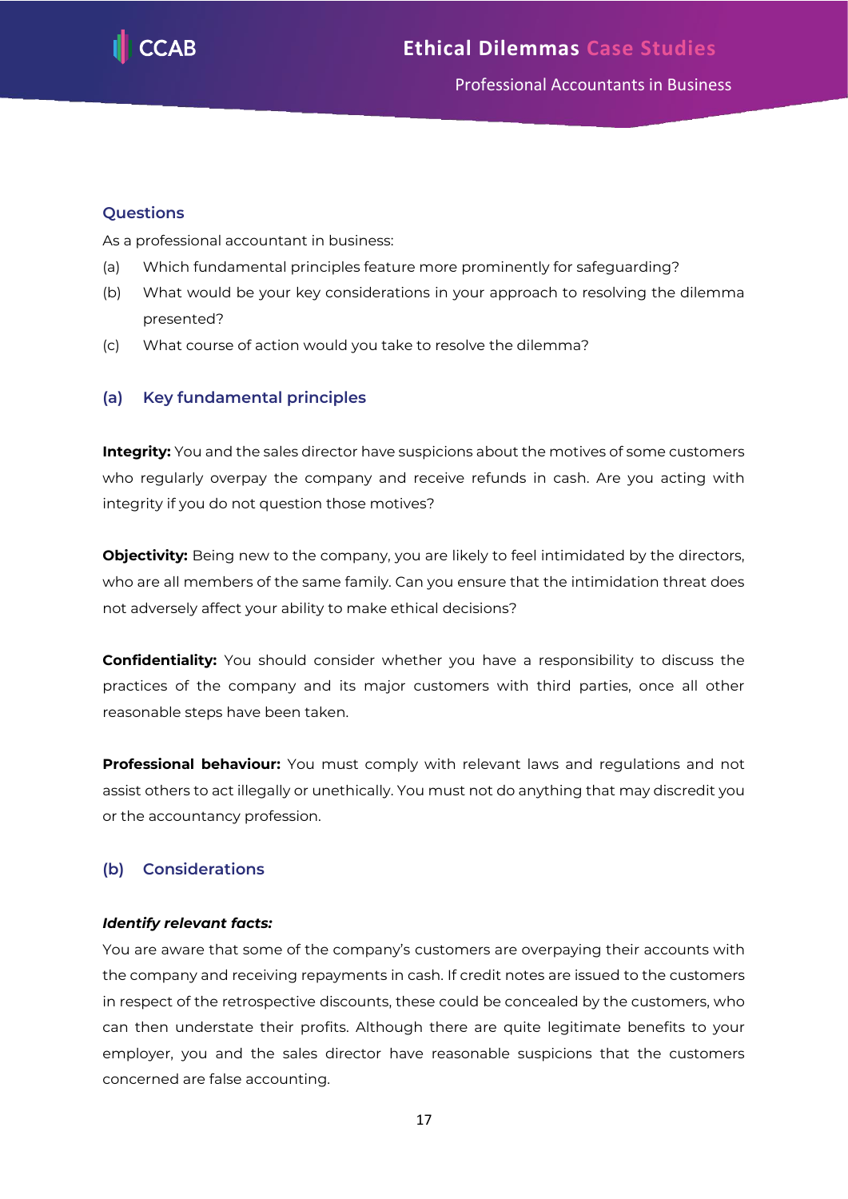## Questions

As a professional accountant in business:

(a) Which fundamental principles feature more prominently for safeguarding?

(b) What would be your key considerations in your approach to resolving the dilemma presented?

(c) What course of action would you take to resolve the dilemma?

## (a) Key fundamental principles

**Integrity:** You and the sales director have suspicions about the motives of some customers who regularly overpay the company and receive refunds in cash. Are you acting with integrity if you do not question those motives?

**Objectivity:** Being new to the company, you are likely to feel intimidated by the directors, who are all members of the same family. Can you ensure that the intimidation threat does not adversely affect your ability to make ethical decisions?

**Confidentiality:** You should consider whether you have a responsibility to discuss the practices of the company and its major customers with third parties, once all other reasonable steps have been taken.

**Professional behaviour:** You must comply with relevant laws and regulations and not assist others to act illegally or unethically. You must not do anything that may discredit you or the accountancy profession.

## (b) Considerations

***Identify relevant facts:***

You are aware that some of the company's customers are overpaying their accounts with the company and receiving repayments in cash. If credit notes are issued to the customers in respect of the retrospective discounts, these could be concealed by the customers, who can then understate their profits. Although there are quite legitimate benefits to your employer, you and the sales director have reasonable suspicions that the customers concerned are false accounting.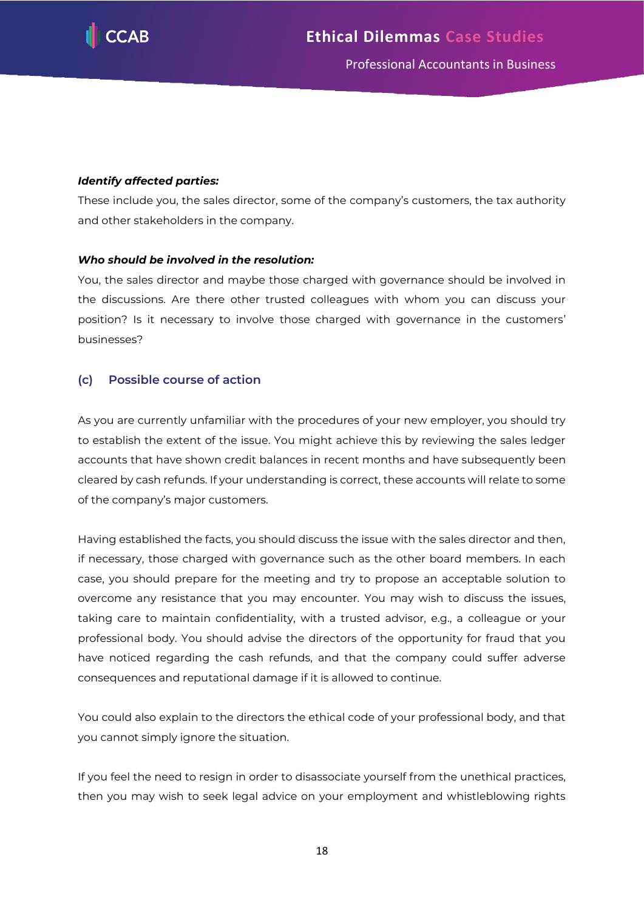***Identify affected parties:***

These include you, the sales director, some of the company's customers, the tax authority and other stakeholders in the company.

***Who should be involved in the resolution:***

You, the sales director and maybe those charged with governance should be involved in the discussions. Are there other trusted colleagues with whom you can discuss your position? Is it necessary to involve those charged with governance in the customers' businesses?

### (c) Possible course of action

As you are currently unfamiliar with the procedures of your new employer, you should try to establish the extent of the issue. You might achieve this by reviewing the sales ledger accounts that have shown credit balances in recent months and have subsequently been cleared by cash refunds. If your understanding is correct, these accounts will relate to some of the company's major customers.

Having established the facts, you should discuss the issue with the sales director and then, if necessary, those charged with governance such as the other board members. In each case, you should prepare for the meeting and try to propose an acceptable solution to overcome any resistance that you may encounter. You may wish to discuss the issues, taking care to maintain confidentiality, with a trusted advisor, e.g., a colleague or your professional body. You should advise the directors of the opportunity for fraud that you have noticed regarding the cash refunds, and that the company could suffer adverse consequences and reputational damage if it is allowed to continue.

You could also explain to the directors the ethical code of your professional body, and that you cannot simply ignore the situation.

If you feel the need to resign in order to disassociate yourself from the unethical practices, then you may wish to seek legal advice on your employment and whistleblowing rights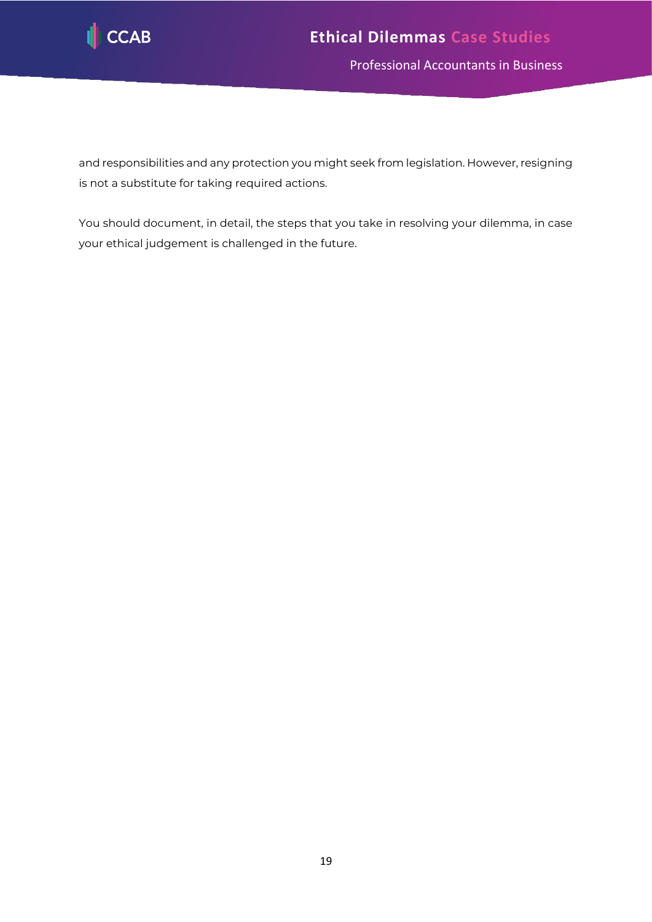and responsibilities and any protection you might seek from legislation. However, resigning is not a substitute for taking required actions.

You should document, in detail, the steps that you take in resolving your dilemma, in case your ethical judgement is challenged in the future.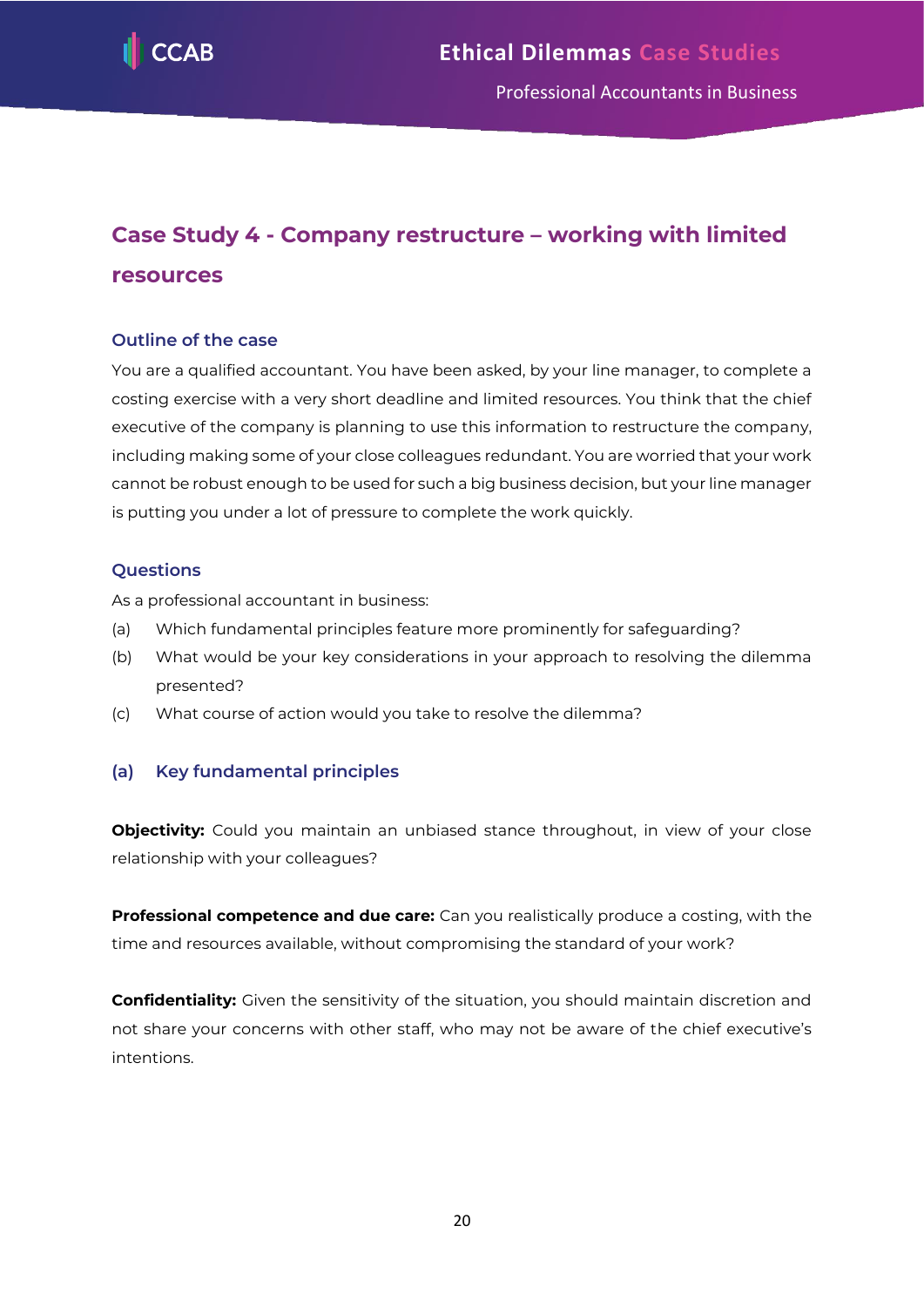## Case Study 4 - Company restructure – working with limited resources

### Outline of the case

You are a qualified accountant. You have been asked, by your line manager, to complete a costing exercise with a very short deadline and limited resources. You think that the chief executive of the company is planning to use this information to restructure the company, including making some of your close colleagues redundant. You are worried that your work cannot be robust enough to be used for such a big business decision, but your line manager is putting you under a lot of pressure to complete the work quickly.

### Questions

As a professional accountant in business:

(a) Which fundamental principles feature more prominently for safeguarding?

(b) What would be your key considerations in your approach to resolving the dilemma presented?

(c) What course of action would you take to resolve the dilemma?

### (a) Key fundamental principles

**Objectivity:** Could you maintain an unbiased stance throughout, in view of your close relationship with your colleagues?

**Professional competence and due care:** Can you realistically produce a costing, with the time and resources available, without compromising the standard of your work?

**Confidentiality:** Given the sensitivity of the situation, you should maintain discretion and not share your concerns with other staff, who may not be aware of the chief executive's intentions.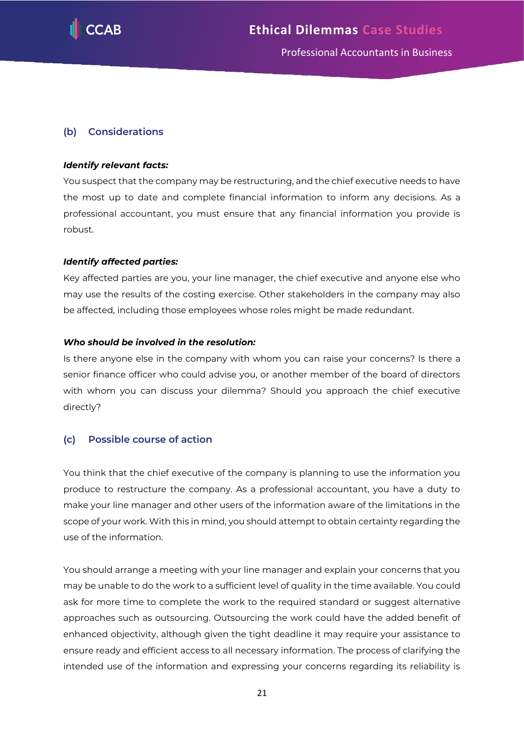### (b) Considerations

***Identify relevant facts:***

You suspect that the company may be restructuring, and the chief executive needs to have the most up to date and complete financial information to inform any decisions. As a professional accountant, you must ensure that any financial information you provide is robust.

***Identify affected parties:***

Key affected parties are you, your line manager, the chief executive and anyone else who may use the results of the costing exercise. Other stakeholders in the company may also be affected, including those employees whose roles might be made redundant.

***Who should be involved in the resolution:***

Is there anyone else in the company with whom you can raise your concerns? Is there a senior finance officer who could advise you, or another member of the board of directors with whom you can discuss your dilemma? Should you approach the chief executive directly?

### (c) Possible course of action

You think that the chief executive of the company is planning to use the information you produce to restructure the company. As a professional accountant, you have a duty to make your line manager and other users of the information aware of the limitations in the scope of your work. With this in mind, you should attempt to obtain certainty regarding the use of the information.

You should arrange a meeting with your line manager and explain your concerns that you may be unable to do the work to a sufficient level of quality in the time available. You could ask for more time to complete the work to the required standard or suggest alternative approaches such as outsourcing. Outsourcing the work could have the added benefit of enhanced objectivity, although given the tight deadline it may require your assistance to ensure ready and efficient access to all necessary information. The process of clarifying the intended use of the information and expressing your concerns regarding its reliability is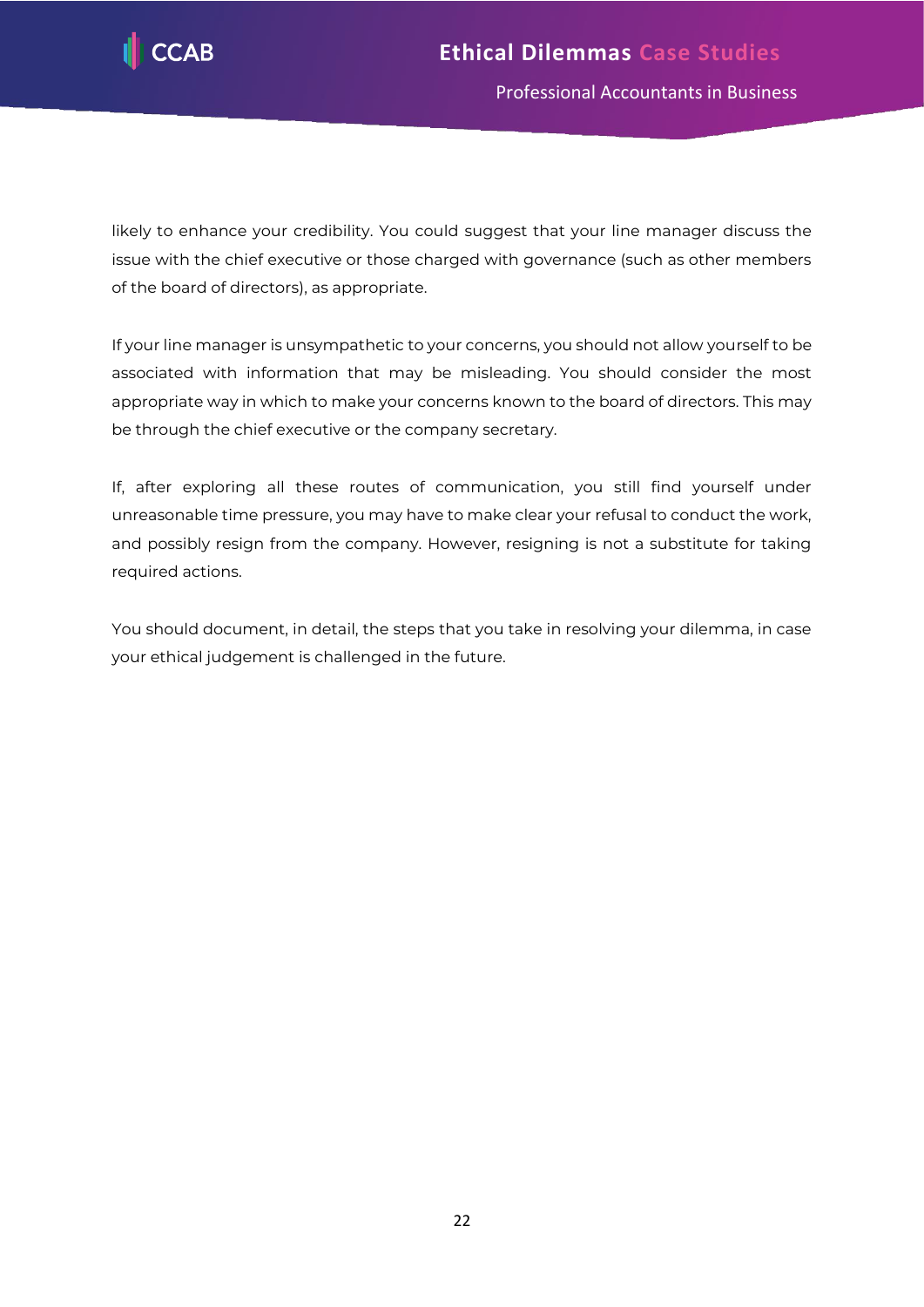likely to enhance your credibility. You could suggest that your line manager discuss the issue with the chief executive or those charged with governance (such as other members of the board of directors), as appropriate.

If your line manager is unsympathetic to your concerns, you should not allow yourself to be associated with information that may be misleading. You should consider the most appropriate way in which to make your concerns known to the board of directors. This may be through the chief executive or the company secretary.

If, after exploring all these routes of communication, you still find yourself under unreasonable time pressure, you may have to make clear your refusal to conduct the work, and possibly resign from the company. However, resigning is not a substitute for taking required actions.

You should document, in detail, the steps that you take in resolving your dilemma, in case your ethical judgement is challenged in the future.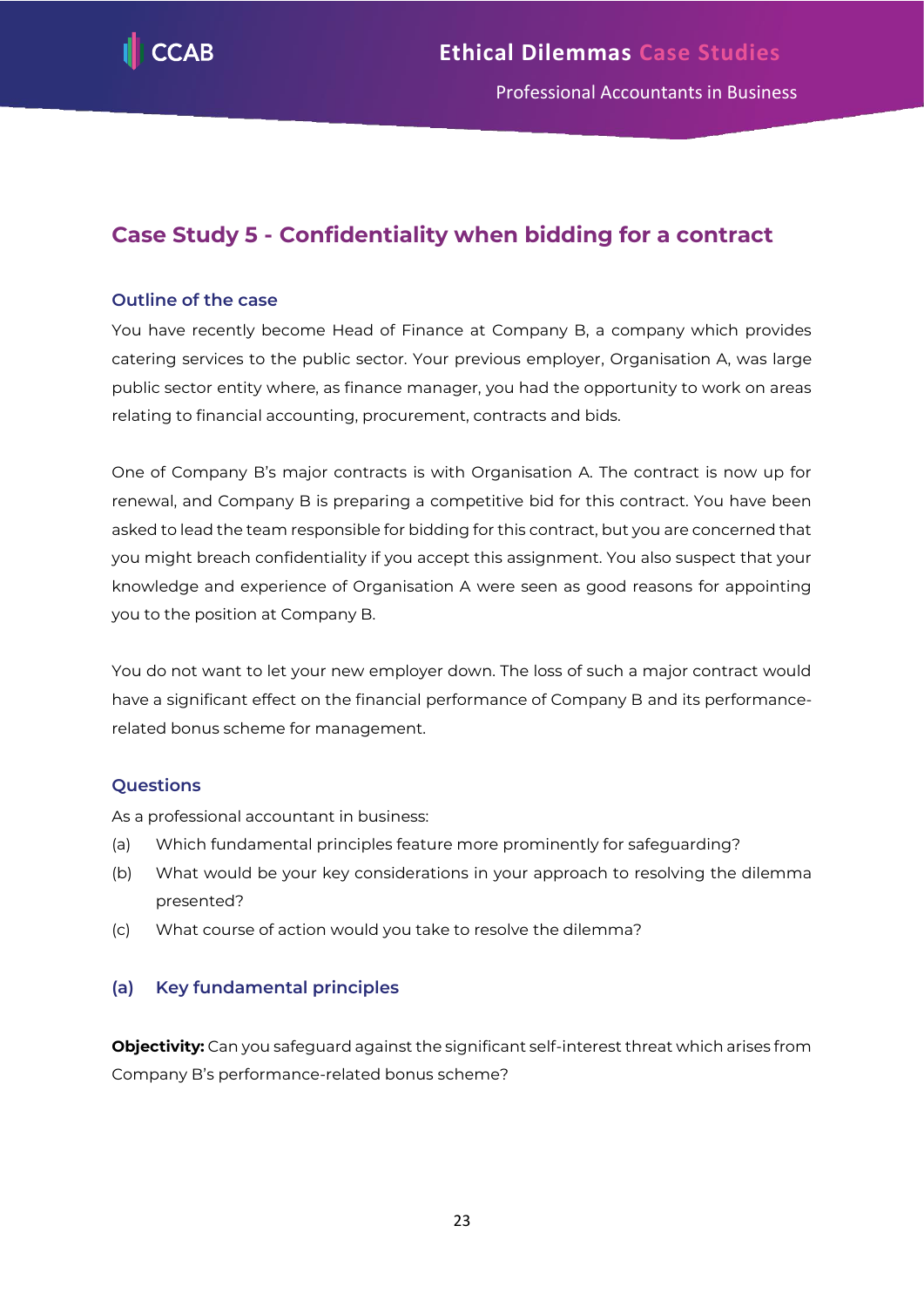## Case Study 5 - Confidentiality when bidding for a contract

### Outline of the case

You have recently become Head of Finance at Company B, a company which provides catering services to the public sector. Your previous employer, Organisation A, was large public sector entity where, as finance manager, you had the opportunity to work on areas relating to financial accounting, procurement, contracts and bids.

One of Company B's major contracts is with Organisation A. The contract is now up for renewal, and Company B is preparing a competitive bid for this contract. You have been asked to lead the team responsible for bidding for this contract, but you are concerned that you might breach confidentiality if you accept this assignment. You also suspect that your knowledge and experience of Organisation A were seen as good reasons for appointing you to the position at Company B.

You do not want to let your new employer down. The loss of such a major contract would have a significant effect on the financial performance of Company B and its performance-related bonus scheme for management.

### Questions

As a professional accountant in business:

(a) Which fundamental principles feature more prominently for safeguarding?

(b) What would be your key considerations in your approach to resolving the dilemma presented?

(c) What course of action would you take to resolve the dilemma?

### (a) Key fundamental principles

**Objectivity:** Can you safeguard against the significant self-interest threat which arises from Company B's performance-related bonus scheme?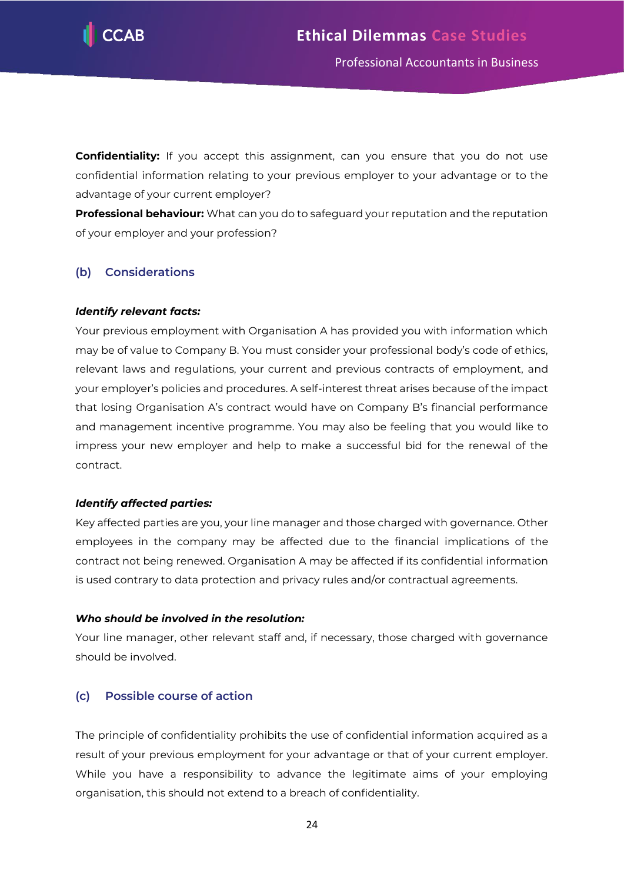**Confidentiality:** If you accept this assignment, can you ensure that you do not use confidential information relating to your previous employer to your advantage or to the advantage of your current employer?

**Professional behaviour:** What can you do to safeguard your reputation and the reputation of your employer and your profession?

### (b) Considerations

***Identify relevant facts:***

Your previous employment with Organisation A has provided you with information which may be of value to Company B. You must consider your professional body's code of ethics, relevant laws and regulations, your current and previous contracts of employment, and your employer's policies and procedures. A self-interest threat arises because of the impact that losing Organisation A's contract would have on Company B's financial performance and management incentive programme. You may also be feeling that you would like to impress your new employer and help to make a successful bid for the renewal of the contract.

***Identify affected parties:***

Key affected parties are you, your line manager and those charged with governance. Other employees in the company may be affected due to the financial implications of the contract not being renewed. Organisation A may be affected if its confidential information is used contrary to data protection and privacy rules and/or contractual agreements.

***Who should be involved in the resolution:***

Your line manager, other relevant staff and, if necessary, those charged with governance should be involved.

### (c) Possible course of action

The principle of confidentiality prohibits the use of confidential information acquired as a result of your previous employment for your advantage or that of your current employer. While you have a responsibility to advance the legitimate aims of your employing organisation, this should not extend to a breach of confidentiality.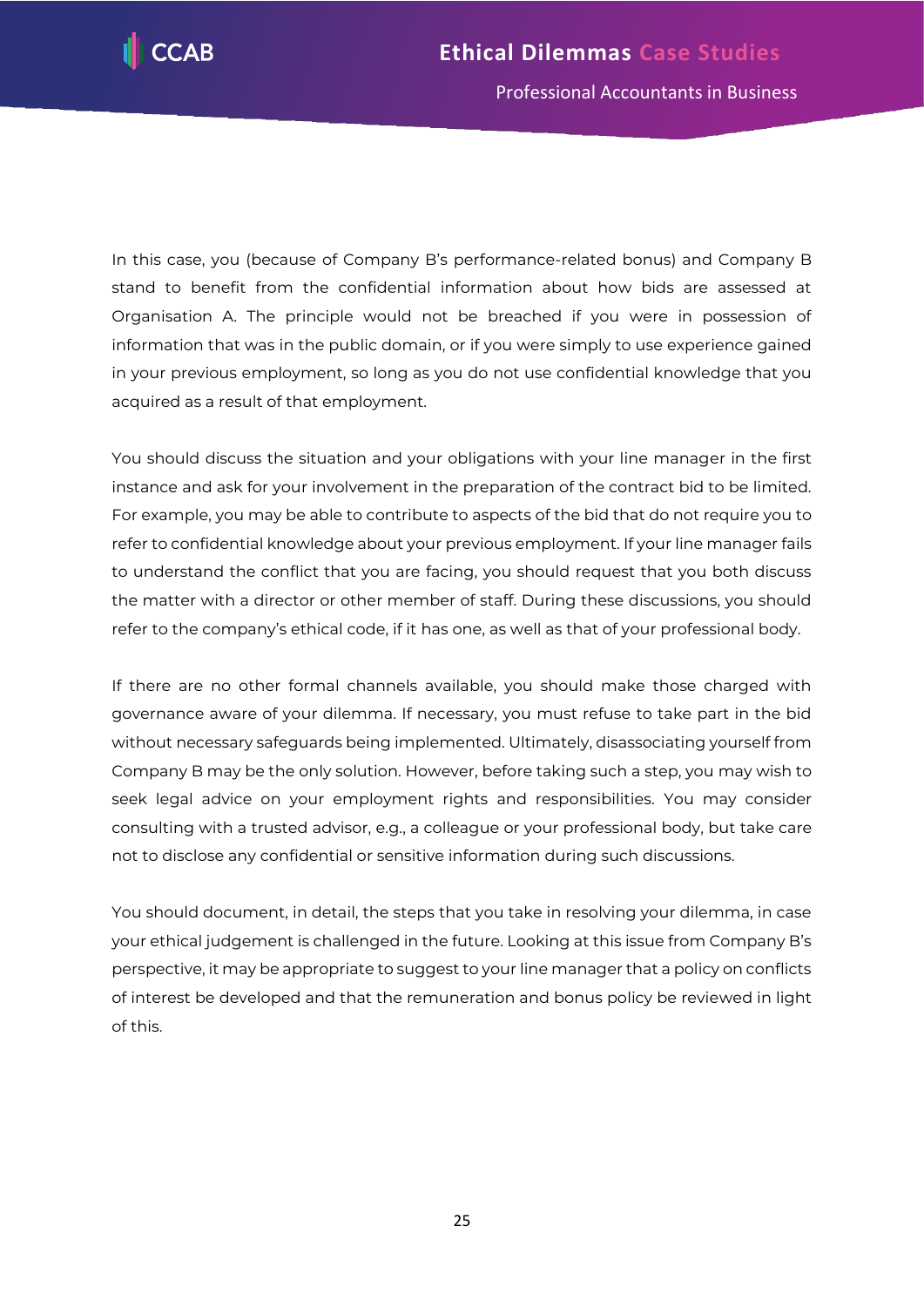In this case, you (because of Company B's performance-related bonus) and Company B stand to benefit from the confidential information about how bids are assessed at Organisation A. The principle would not be breached if you were in possession of information that was in the public domain, or if you were simply to use experience gained in your previous employment, so long as you do not use confidential knowledge that you acquired as a result of that employment.

You should discuss the situation and your obligations with your line manager in the first instance and ask for your involvement in the preparation of the contract bid to be limited. For example, you may be able to contribute to aspects of the bid that do not require you to refer to confidential knowledge about your previous employment. If your line manager fails to understand the conflict that you are facing, you should request that you both discuss the matter with a director or other member of staff. During these discussions, you should refer to the company's ethical code, if it has one, as well as that of your professional body.

If there are no other formal channels available, you should make those charged with governance aware of your dilemma. If necessary, you must refuse to take part in the bid without necessary safeguards being implemented. Ultimately, disassociating yourself from Company B may be the only solution. However, before taking such a step, you may wish to seek legal advice on your employment rights and responsibilities. You may consider consulting with a trusted advisor, e.g., a colleague or your professional body, but take care not to disclose any confidential or sensitive information during such discussions.

You should document, in detail, the steps that you take in resolving your dilemma, in case your ethical judgement is challenged in the future. Looking at this issue from Company B's perspective, it may be appropriate to suggest to your line manager that a policy on conflicts of interest be developed and that the remuneration and bonus policy be reviewed in light of this.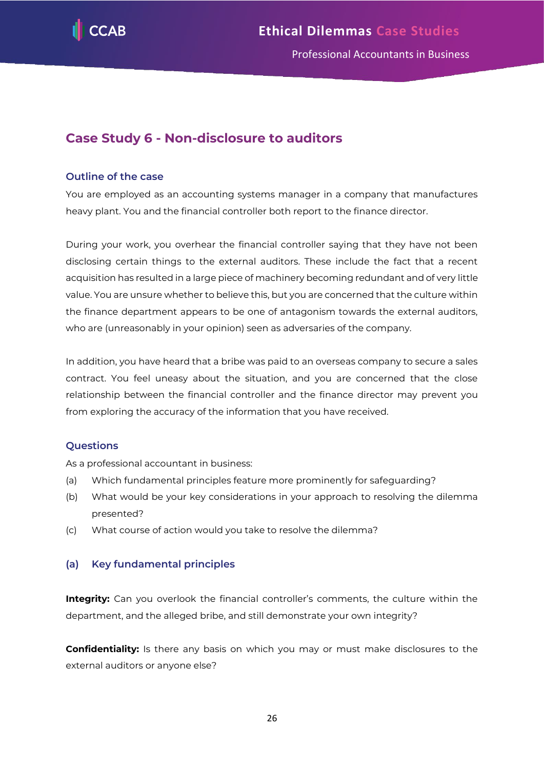## Case Study 6 - Non-disclosure to auditors

### Outline of the case

You are employed as an accounting systems manager in a company that manufactures heavy plant. You and the financial controller both report to the finance director.

During your work, you overhear the financial controller saying that they have not been disclosing certain things to the external auditors. These include the fact that a recent acquisition has resulted in a large piece of machinery becoming redundant and of very little value. You are unsure whether to believe this, but you are concerned that the culture within the finance department appears to be one of antagonism towards the external auditors, who are (unreasonably in your opinion) seen as adversaries of the company.

In addition, you have heard that a bribe was paid to an overseas company to secure a sales contract. You feel uneasy about the situation, and you are concerned that the close relationship between the financial controller and the finance director may prevent you from exploring the accuracy of the information that you have received.

### Questions

As a professional accountant in business:

(a) Which fundamental principles feature more prominently for safeguarding?

(b) What would be your key considerations in your approach to resolving the dilemma presented?

(c) What course of action would you take to resolve the dilemma?

### (a) Key fundamental principles

**Integrity:** Can you overlook the financial controller's comments, the culture within the department, and the alleged bribe, and still demonstrate your own integrity?

**Confidentiality:** Is there any basis on which you may or must make disclosures to the external auditors or anyone else?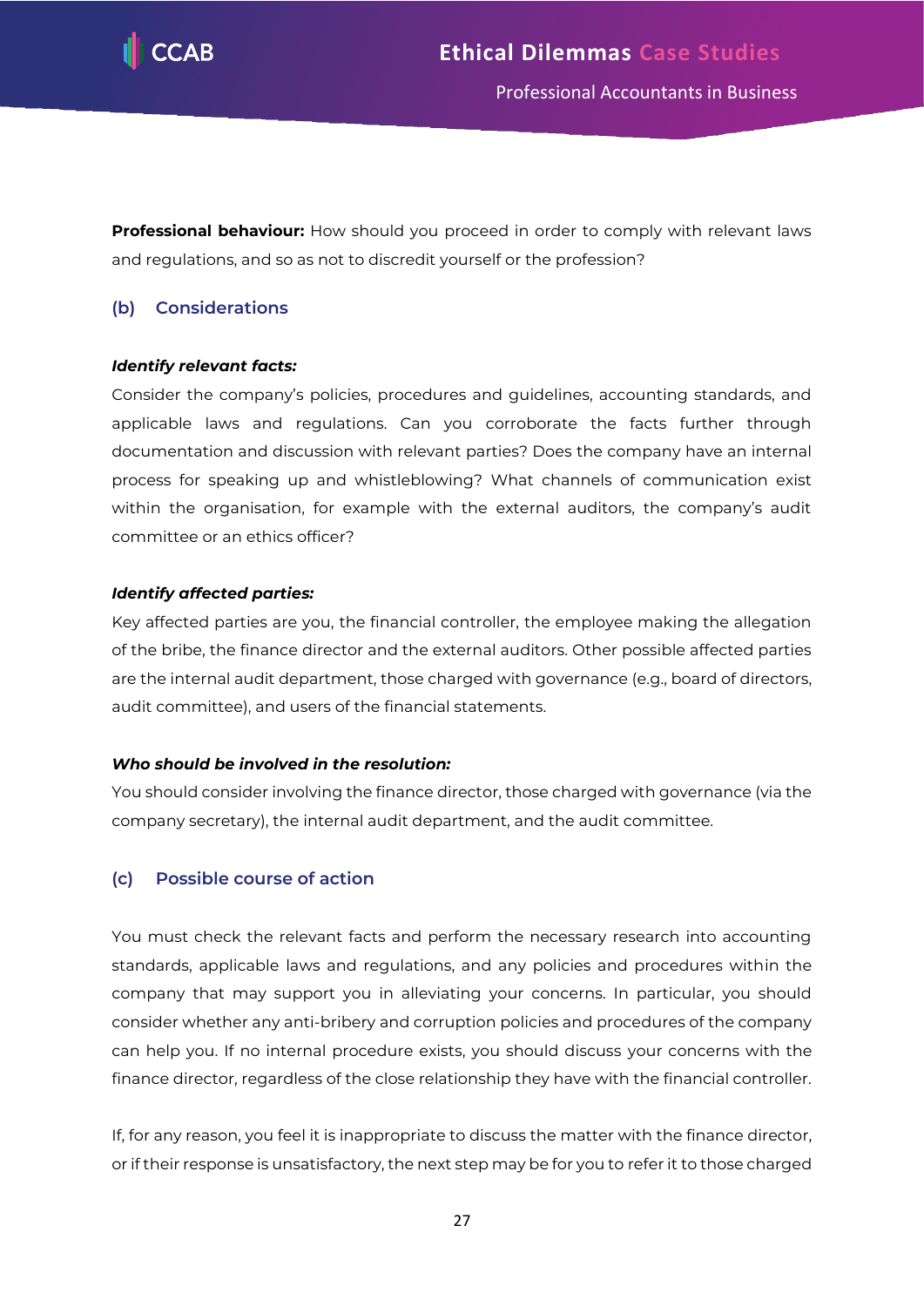**Professional behaviour:** How should you proceed in order to comply with relevant laws and regulations, and so as not to discredit yourself or the profession?

## (b) Considerations

***Identify relevant facts:***

Consider the company's policies, procedures and guidelines, accounting standards, and applicable laws and regulations. Can you corroborate the facts further through documentation and discussion with relevant parties? Does the company have an internal process for speaking up and whistleblowing? What channels of communication exist within the organisation, for example with the external auditors, the company's audit committee or an ethics officer?

***Identify affected parties:***

Key affected parties are you, the financial controller, the employee making the allegation of the bribe, the finance director and the external auditors. Other possible affected parties are the internal audit department, those charged with governance (e.g., board of directors, audit committee), and users of the financial statements.

***Who should be involved in the resolution:***

You should consider involving the finance director, those charged with governance (via the company secretary), the internal audit department, and the audit committee.

## (c) Possible course of action

You must check the relevant facts and perform the necessary research into accounting standards, applicable laws and regulations, and any policies and procedures within the company that may support you in alleviating your concerns. In particular, you should consider whether any anti-bribery and corruption policies and procedures of the company can help you. If no internal procedure exists, you should discuss your concerns with the finance director, regardless of the close relationship they have with the financial controller.

If, for any reason, you feel it is inappropriate to discuss the matter with the finance director, or if their response is unsatisfactory, the next step may be for you to refer it to those charged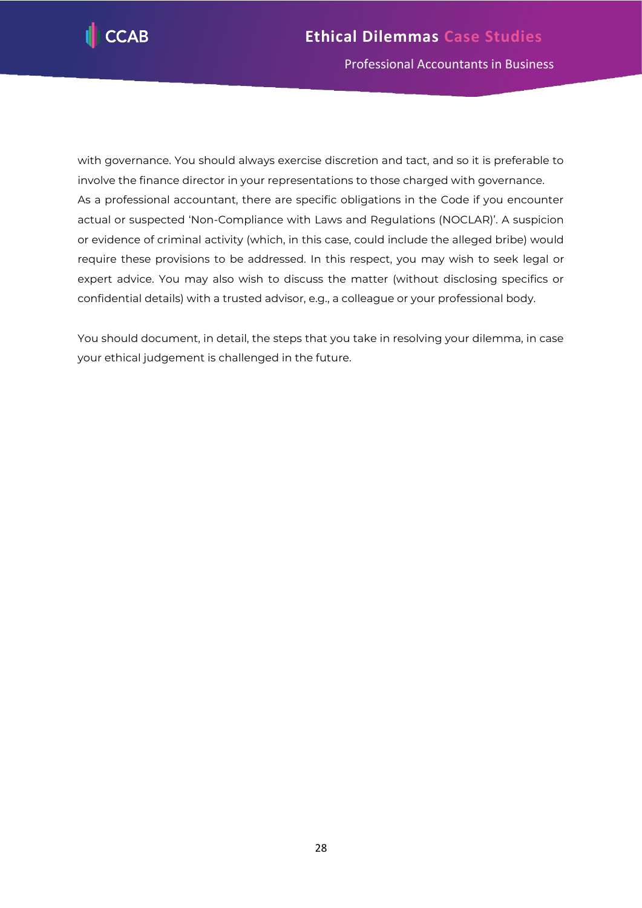with governance. You should always exercise discretion and tact, and so it is preferable to involve the finance director in your representations to those charged with governance.
As a professional accountant, there are specific obligations in the Code if you encounter actual or suspected 'Non-Compliance with Laws and Regulations (NOCLAR)'. A suspicion or evidence of criminal activity (which, in this case, could include the alleged bribe) would require these provisions to be addressed. In this respect, you may wish to seek legal or expert advice. You may also wish to discuss the matter (without disclosing specifics or confidential details) with a trusted advisor, e.g., a colleague or your professional body.

You should document, in detail, the steps that you take in resolving your dilemma, in case your ethical judgement is challenged in the future.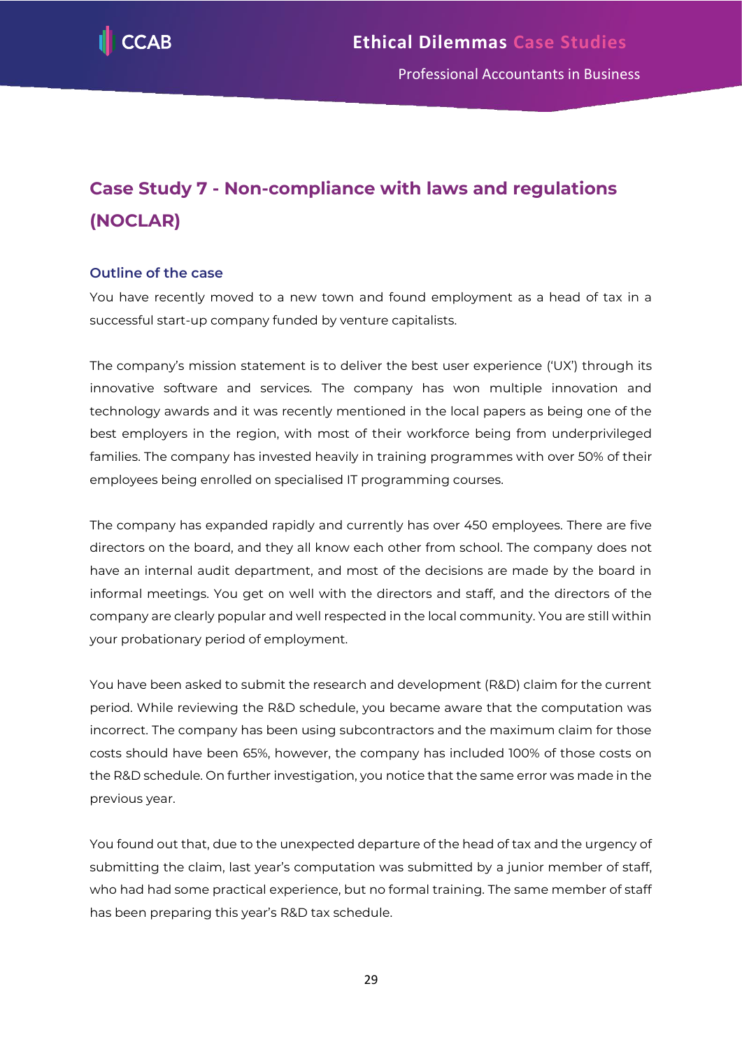## Case Study 7 - Non-compliance with laws and regulations (NOCLAR)

### Outline of the case

You have recently moved to a new town and found employment as a head of tax in a successful start-up company funded by venture capitalists.

The company's mission statement is to deliver the best user experience ('UX') through its innovative software and services. The company has won multiple innovation and technology awards and it was recently mentioned in the local papers as being one of the best employers in the region, with most of their workforce being from underprivileged families. The company has invested heavily in training programmes with over 50% of their employees being enrolled on specialised IT programming courses.

The company has expanded rapidly and currently has over 450 employees. There are five directors on the board, and they all know each other from school. The company does not have an internal audit department, and most of the decisions are made by the board in informal meetings. You get on well with the directors and staff, and the directors of the company are clearly popular and well respected in the local community. You are still within your probationary period of employment.

You have been asked to submit the research and development (R&D) claim for the current period. While reviewing the R&D schedule, you became aware that the computation was incorrect. The company has been using subcontractors and the maximum claim for those costs should have been 65%, however, the company has included 100% of those costs on the R&D schedule. On further investigation, you notice that the same error was made in the previous year.

You found out that, due to the unexpected departure of the head of tax and the urgency of submitting the claim, last year's computation was submitted by a junior member of staff, who had had some practical experience, but no formal training. The same member of staff has been preparing this year's R&D tax schedule.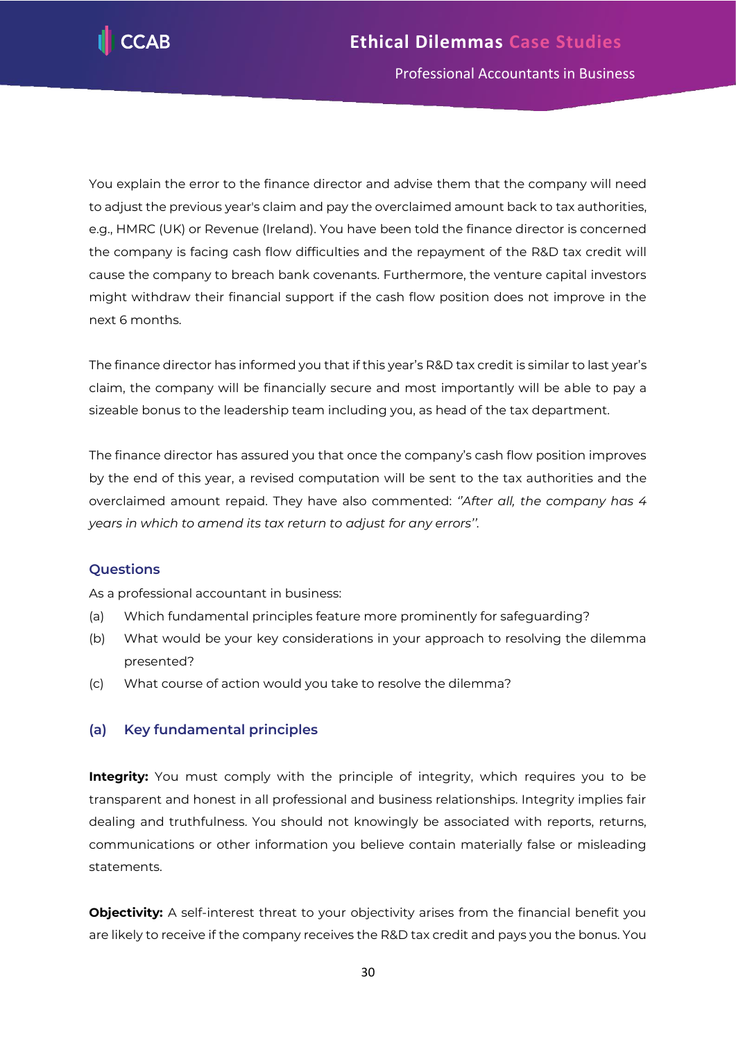You explain the error to the finance director and advise them that the company will need to adjust the previous year's claim and pay the overclaimed amount back to tax authorities, e.g., HMRC (UK) or Revenue (Ireland). You have been told the finance director is concerned the company is facing cash flow difficulties and the repayment of the R&D tax credit will cause the company to breach bank covenants. Furthermore, the venture capital investors might withdraw their financial support if the cash flow position does not improve in the next 6 months.

The finance director has informed you that if this year's R&D tax credit is similar to last year's claim, the company will be financially secure and most importantly will be able to pay a sizeable bonus to the leadership team including you, as head of the tax department.

The finance director has assured you that once the company's cash flow position improves by the end of this year, a revised computation will be sent to the tax authorities and the overclaimed amount repaid. They have also commented: *''After all, the company has 4 years in which to amend its tax return to adjust for any errors''*.

### Questions

As a professional accountant in business:

(a) Which fundamental principles feature more prominently for safeguarding?

(b) What would be your key considerations in your approach to resolving the dilemma presented?

(c) What course of action would you take to resolve the dilemma?

### (a) Key fundamental principles

**Integrity:** You must comply with the principle of integrity, which requires you to be transparent and honest in all professional and business relationships. Integrity implies fair dealing and truthfulness. You should not knowingly be associated with reports, returns, communications or other information you believe contain materially false or misleading statements.

**Objectivity:** A self-interest threat to your objectivity arises from the financial benefit you are likely to receive if the company receives the R&D tax credit and pays you the bonus. You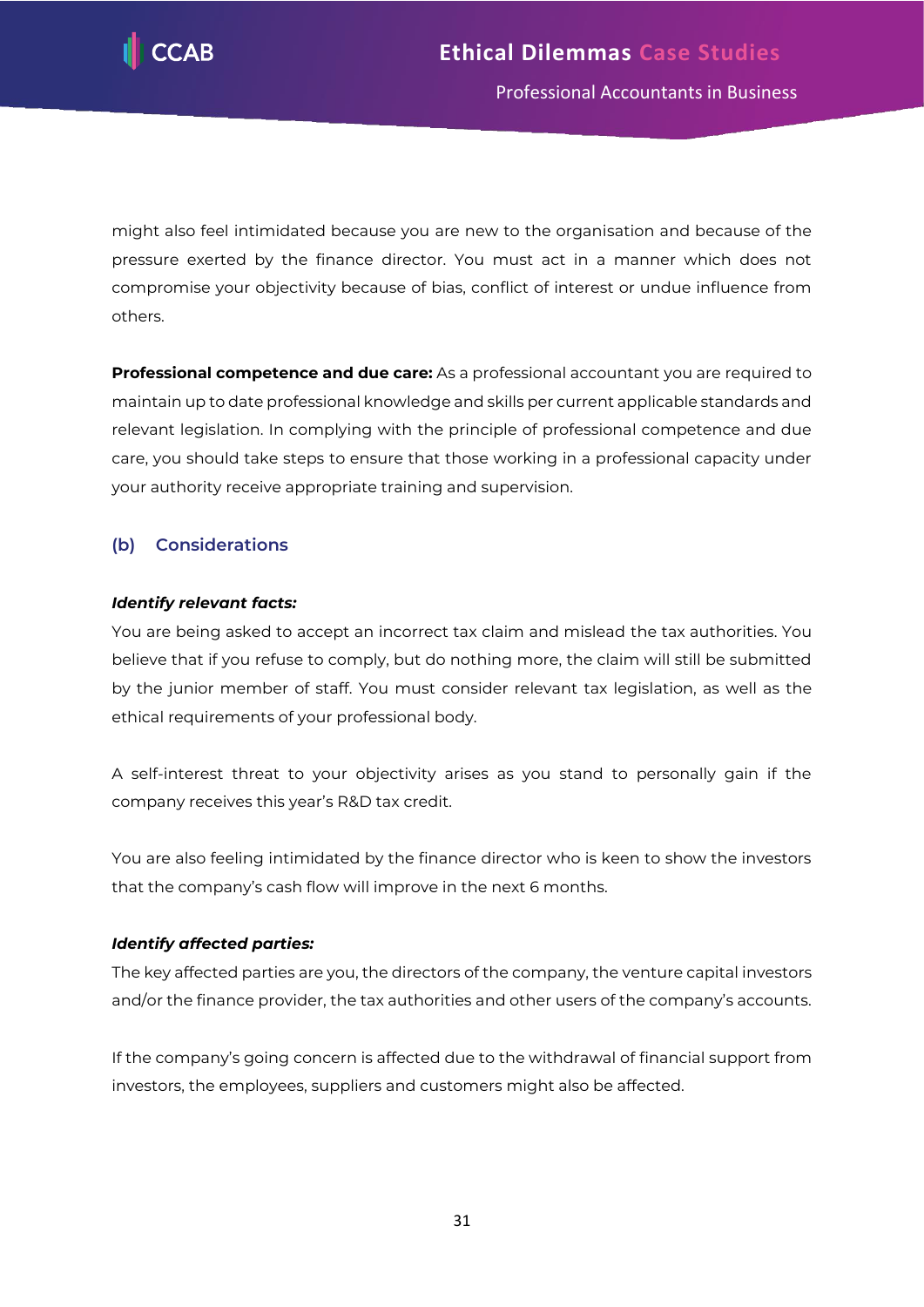might also feel intimidated because you are new to the organisation and because of the pressure exerted by the finance director. You must act in a manner which does not compromise your objectivity because of bias, conflict of interest or undue influence from others.

**Professional competence and due care:** As a professional accountant you are required to maintain up to date professional knowledge and skills per current applicable standards and relevant legislation. In complying with the principle of professional competence and due care, you should take steps to ensure that those working in a professional capacity under your authority receive appropriate training and supervision.

### (b) Considerations

***Identify relevant facts:***

You are being asked to accept an incorrect tax claim and mislead the tax authorities. You believe that if you refuse to comply, but do nothing more, the claim will still be submitted by the junior member of staff. You must consider relevant tax legislation, as well as the ethical requirements of your professional body.

A self-interest threat to your objectivity arises as you stand to personally gain if the company receives this year's R&D tax credit.

You are also feeling intimidated by the finance director who is keen to show the investors that the company's cash flow will improve in the next 6 months.

***Identify affected parties:***

The key affected parties are you, the directors of the company, the venture capital investors and/or the finance provider, the tax authorities and other users of the company's accounts.

If the company's going concern is affected due to the withdrawal of financial support from investors, the employees, suppliers and customers might also be affected.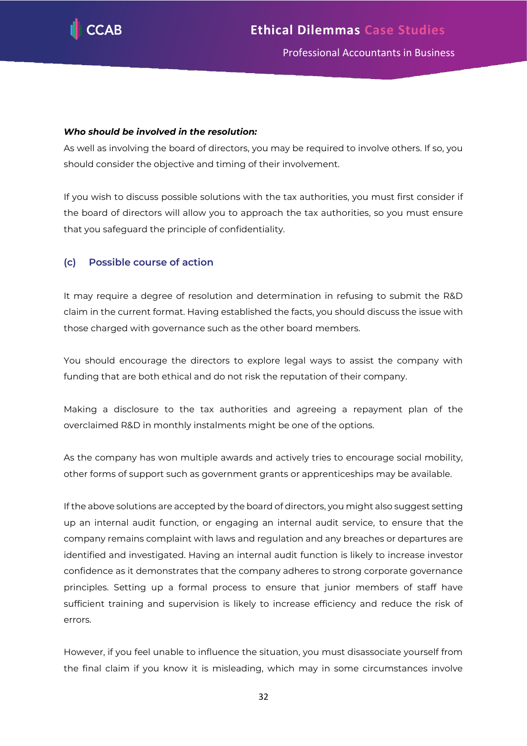***Who should be involved in the resolution:***

As well as involving the board of directors, you may be required to involve others. If so, you should consider the objective and timing of their involvement.

If you wish to discuss possible solutions with the tax authorities, you must first consider if the board of directors will allow you to approach the tax authorities, so you must ensure that you safeguard the principle of confidentiality.

### (c) Possible course of action

It may require a degree of resolution and determination in refusing to submit the R&D claim in the current format. Having established the facts, you should discuss the issue with those charged with governance such as the other board members.

You should encourage the directors to explore legal ways to assist the company with funding that are both ethical and do not risk the reputation of their company.

Making a disclosure to the tax authorities and agreeing a repayment plan of the overclaimed R&D in monthly instalments might be one of the options.

As the company has won multiple awards and actively tries to encourage social mobility, other forms of support such as government grants or apprenticeships may be available.

If the above solutions are accepted by the board of directors, you might also suggest setting up an internal audit function, or engaging an internal audit service, to ensure that the company remains complaint with laws and regulation and any breaches or departures are identified and investigated. Having an internal audit function is likely to increase investor confidence as it demonstrates that the company adheres to strong corporate governance principles. Setting up a formal process to ensure that junior members of staff have sufficient training and supervision is likely to increase efficiency and reduce the risk of errors.

However, if you feel unable to influence the situation, you must disassociate yourself from the final claim if you know it is misleading, which may in some circumstances involve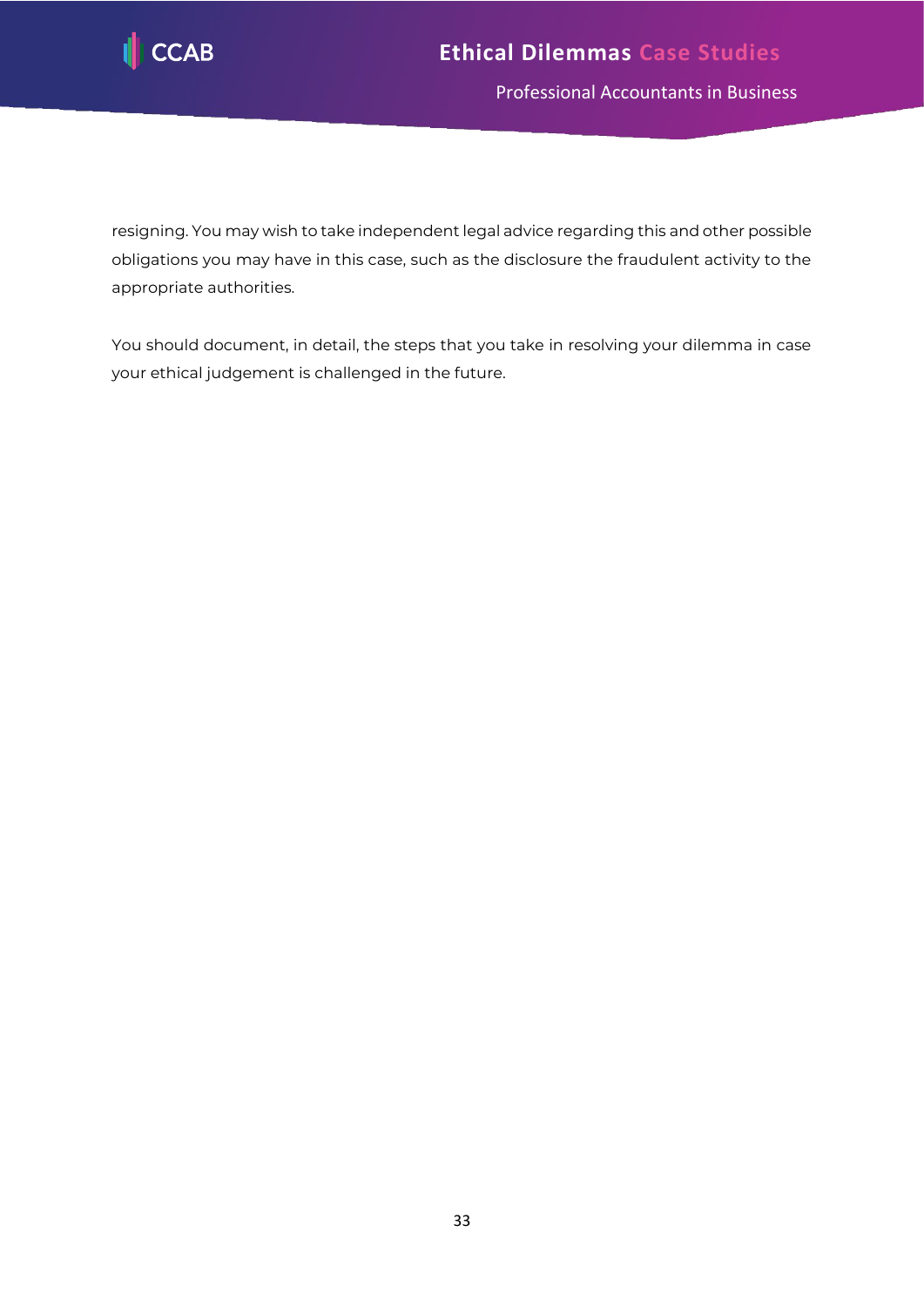resigning. You may wish to take independent legal advice regarding this and other possible obligations you may have in this case, such as the disclosure the fraudulent activity to the appropriate authorities.

You should document, in detail, the steps that you take in resolving your dilemma in case your ethical judgement is challenged in the future.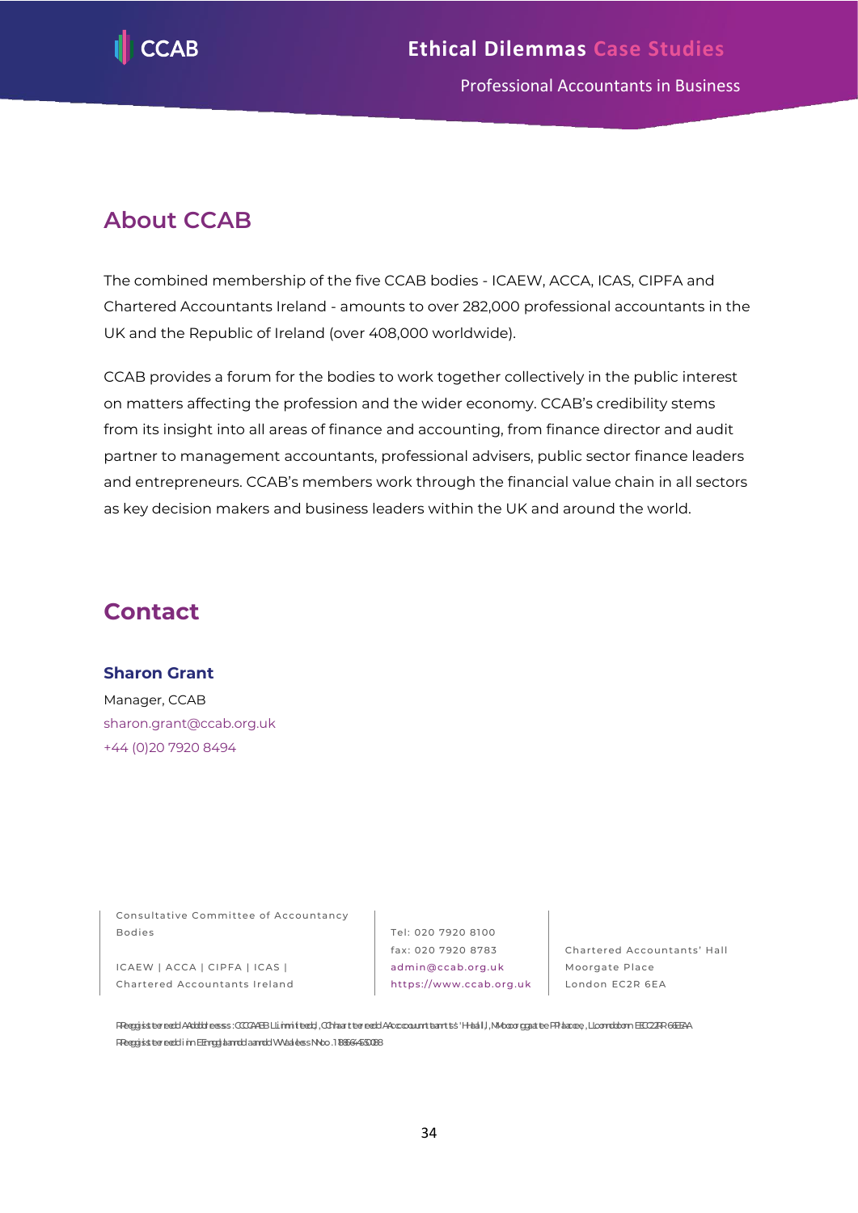## About CCAB

The combined membership of the five CCAB bodies - ICAEW, ACCA, ICAS, CIPFA and Chartered Accountants Ireland - amounts to over 282,000 professional accountants in the UK and the Republic of Ireland (over 408,000 worldwide).

CCAB provides a forum for the bodies to work together collectively in the public interest on matters affecting the profession and the wider economy. CCAB's credibility stems from its insight into all areas of finance and accounting, from finance director and audit partner to management accountants, professional advisers, public sector finance leaders and entrepreneurs. CCAB's members work through the financial value chain in all sectors as key decision makers and business leaders within the UK and around the world.

## Contact

**Sharon Grant**
Manager, CCAB
sharon.grant@ccab.org.uk
+44 (0)20 7920 8494

Consultative Committee of Accountancy Bodies

ICAEW | ACCA | CIPFA | ICAS | Chartered Accountants Ireland

Tel: 020 7920 8100
fax: 020 7920 8783
admin@ccab.org.uk
https://www.ccab.org.uk

Chartered Accountants' Hall
Moorgate Place
London EC2R 6EA

Registered Address: CCAB Limited, Chartered Accountants' Hall, Moorgate Place, London EC2R 6EA
Registered in England and Wales No. 1866508